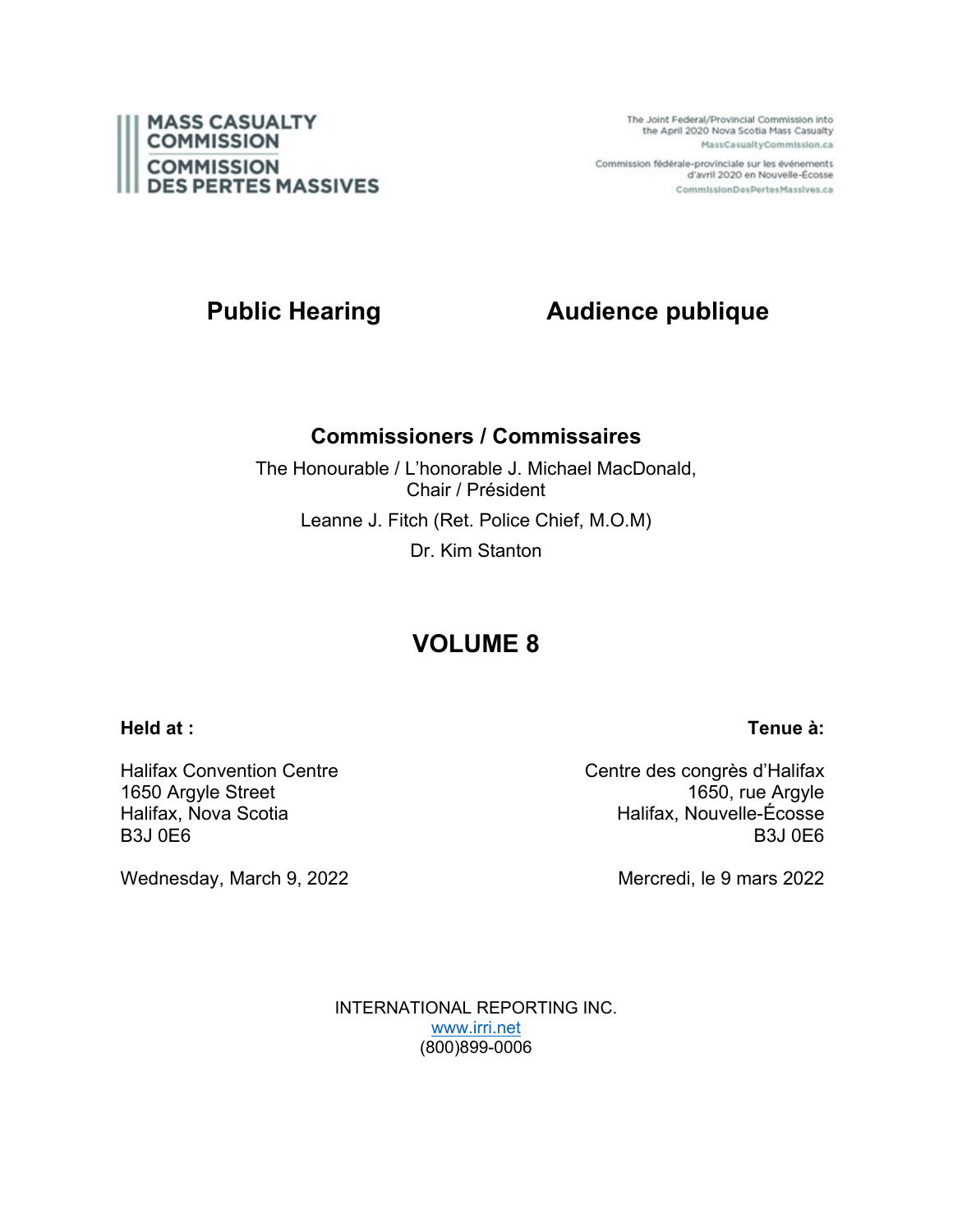MASS CASUALTY COMMISSION
COMMISSION DES PERTES MASSIVES

The Joint Federal/Provincial Commission into the April 2020 Nova Scotia Mass Casualty
MassCasualtyCommission.ca

Commission fédérale-provinciale sur les événements d'avril 2020 en Nouvelle-Écosse
CommissionDesPertesMassives.ca

# Public Hearing / Audience publique

## Commissioners / Commissaires

The Honourable / L'honorable J. Michael MacDonald, Chair / Président

Leanne J. Fitch (Ret. Police Chief, M.O.M)

Dr. Kim Stanton

# VOLUME 8

**Held at :**

Halifax Convention Centre
1650 Argyle Street
Halifax, Nova Scotia
B3J 0E6

Wednesday, March 9, 2022

**Tenue à:**

Centre des congrès d'Halifax
1650, rue Argyle
Halifax, Nouvelle-Écosse
B3J 0E6

Mercredi, le 9 mars 2022

INTERNATIONAL REPORTING INC.
www.irri.net
(800)899-0006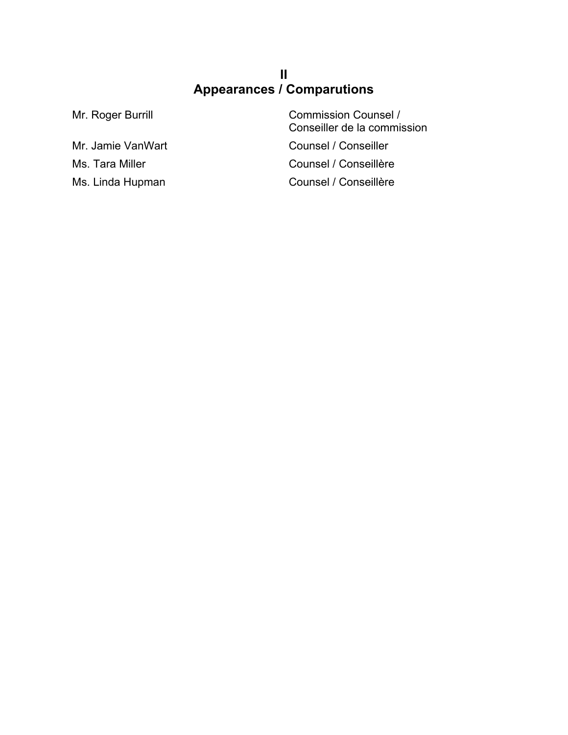## II
## Appearances / Comparutions

| | |
|---|---|
| Mr. Roger Burrill | Commission Counsel / Conseiller de la commission |
| Mr. Jamie VanWart | Counsel / Conseiller |
| Ms. Tara Miller | Counsel / Conseillère |
| Ms. Linda Hupman | Counsel / Conseillère |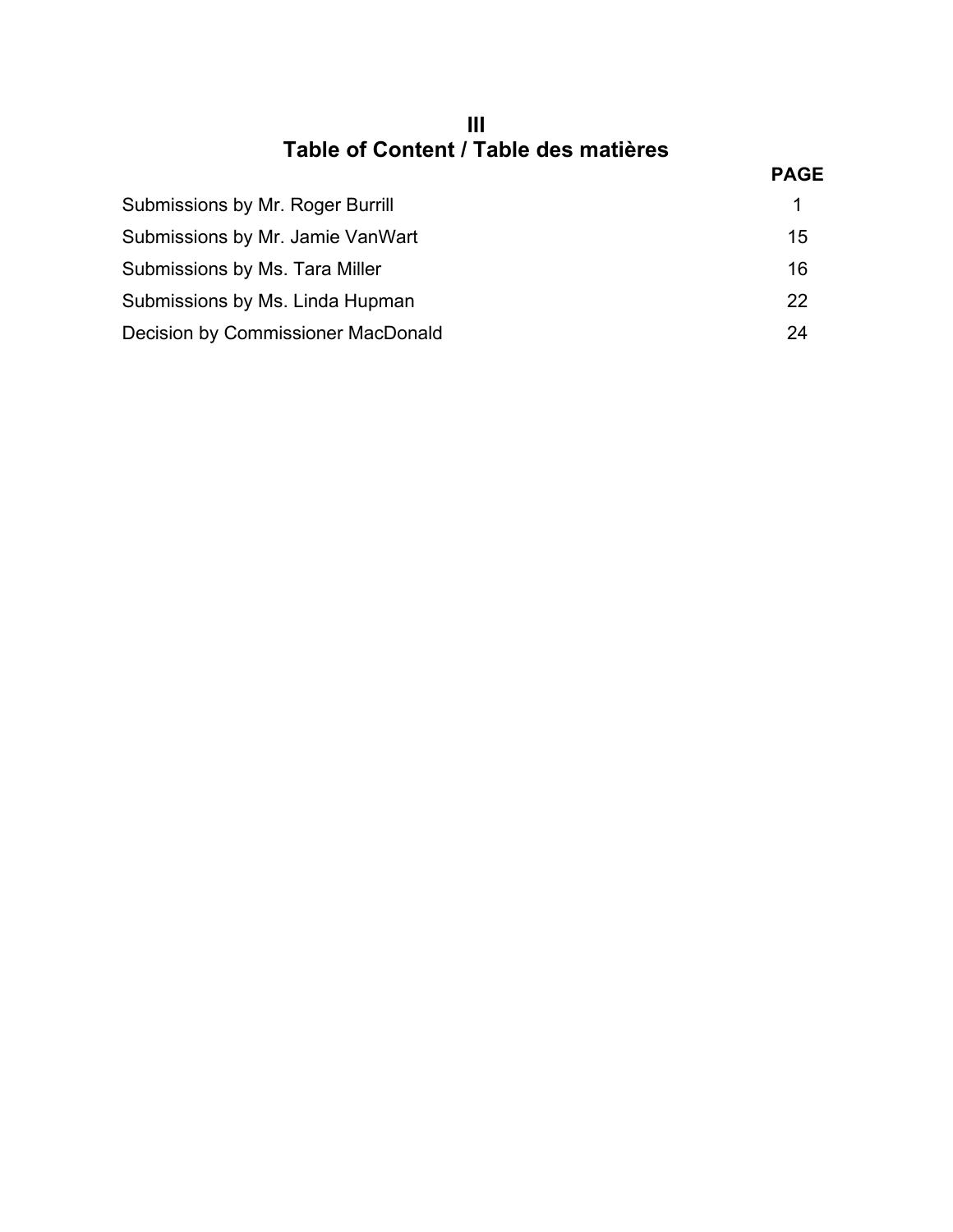# III
# Table of Content / Table des matières

| | PAGE |
|---|---|
| Submissions by Mr. Roger Burrill | 1 |
| Submissions by Mr. Jamie VanWart | 15 |
| Submissions by Ms. Tara Miller | 16 |
| Submissions by Ms. Linda Hupman | 22 |
| Decision by Commissioner MacDonald | 24 |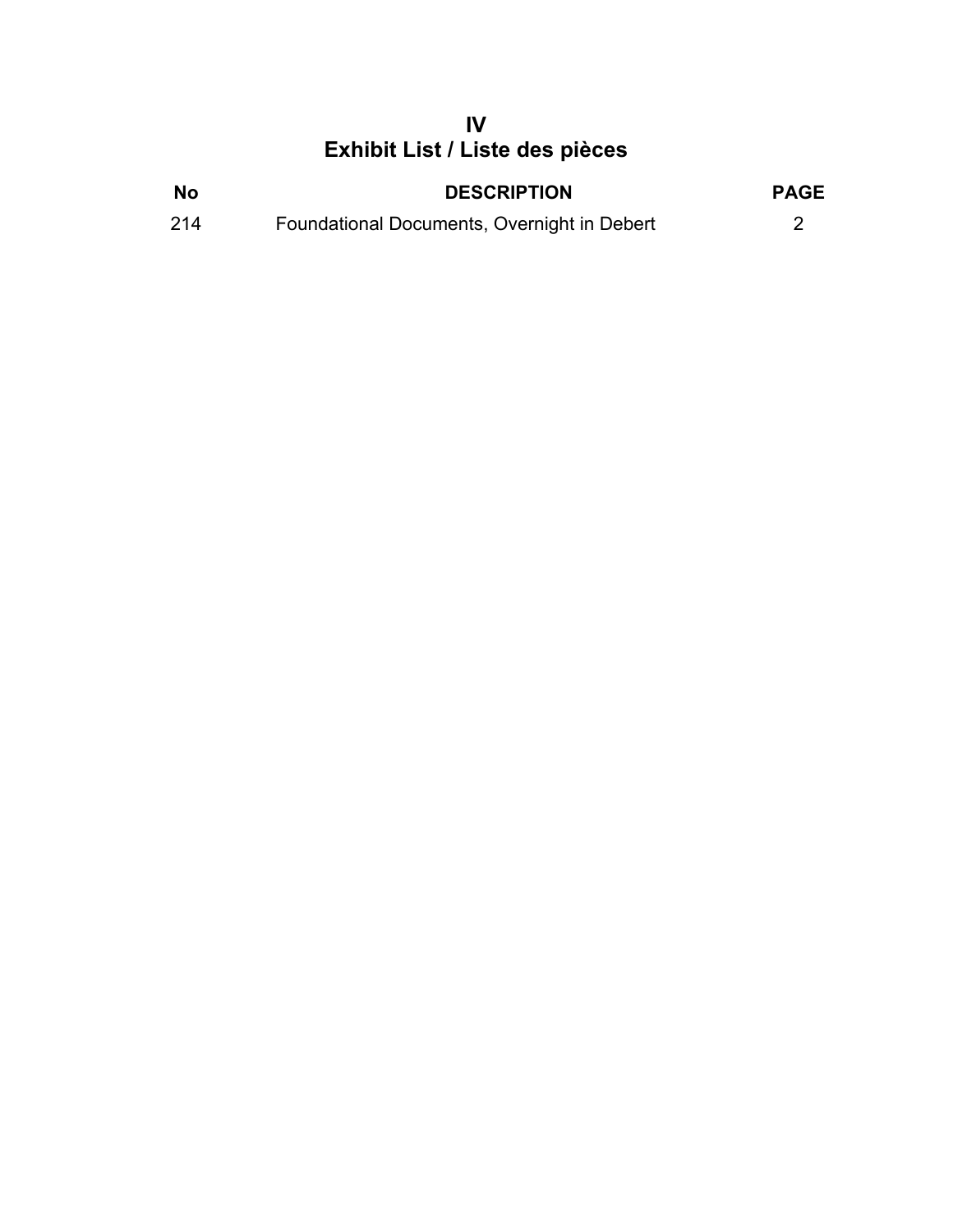# IV
# Exhibit List / Liste des pièces

| No | DESCRIPTION | PAGE |
|---|---|---|
| 214 | Foundational Documents, Overnight in Debert | 2 |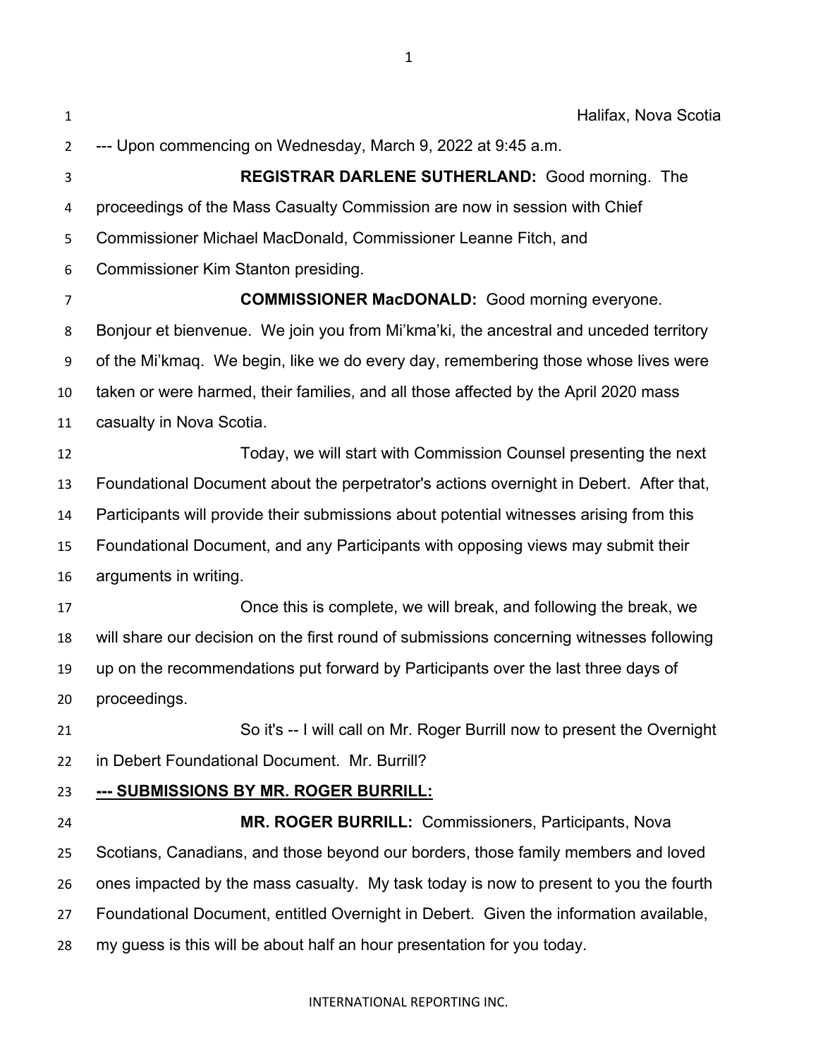Halifax, Nova Scotia

--- Upon commencing on Wednesday, March 9, 2022 at 9:45 a.m.

**REGISTRAR DARLENE SUTHERLAND:** Good morning. The proceedings of the Mass Casualty Commission are now in session with Chief Commissioner Michael MacDonald, Commissioner Leanne Fitch, and Commissioner Kim Stanton presiding.

**COMMISSIONER MacDONALD:** Good morning everyone. Bonjour et bienvenue. We join you from Mi'kma'ki, the ancestral and unceded territory of the Mi'kmaq. We begin, like we do every day, remembering those whose lives were taken or were harmed, their families, and all those affected by the April 2020 mass casualty in Nova Scotia.

Today, we will start with Commission Counsel presenting the next Foundational Document about the perpetrator's actions overnight in Debert. After that, Participants will provide their submissions about potential witnesses arising from this Foundational Document, and any Participants with opposing views may submit their arguments in writing.

Once this is complete, we will break, and following the break, we will share our decision on the first round of submissions concerning witnesses following up on the recommendations put forward by Participants over the last three days of proceedings.

So it's -- I will call on Mr. Roger Burrill now to present the Overnight in Debert Foundational Document. Mr. Burrill?

**--- SUBMISSIONS BY MR. ROGER BURRILL:**

**MR. ROGER BURRILL:** Commissioners, Participants, Nova Scotians, Canadians, and those beyond our borders, those family members and loved ones impacted by the mass casualty. My task today is now to present to you the fourth Foundational Document, entitled Overnight in Debert. Given the information available, my guess is this will be about half an hour presentation for you today.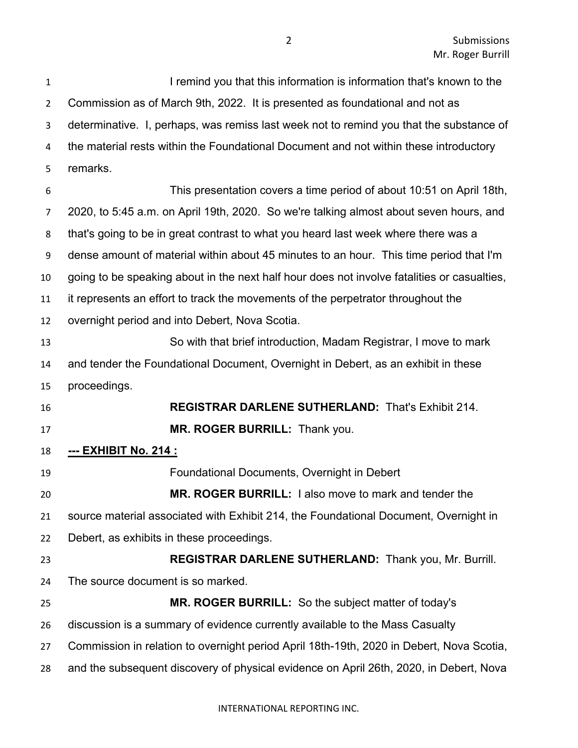I remind you that this information is information that's known to the Commission as of March 9th, 2022. It is presented as foundational and not as determinative. I, perhaps, was remiss last week not to remind you that the substance of the material rests within the Foundational Document and not within these introductory remarks.

This presentation covers a time period of about 10:51 on April 18th, 2020, to 5:45 a.m. on April 19th, 2020. So we're talking almost about seven hours, and that's going to be in great contrast to what you heard last week where there was a dense amount of material within about 45 minutes to an hour. This time period that I'm going to be speaking about in the next half hour does not involve fatalities or casualties, it represents an effort to track the movements of the perpetrator throughout the overnight period and into Debert, Nova Scotia.

So with that brief introduction, Madam Registrar, I move to mark and tender the Foundational Document, Overnight in Debert, as an exhibit in these proceedings.

**REGISTRAR DARLENE SUTHERLAND:** That's Exhibit 214.

**MR. ROGER BURRILL:** Thank you.

**--- EXHIBIT No. 214 :**

Foundational Documents, Overnight in Debert

**MR. ROGER BURRILL:** I also move to mark and tender the source material associated with Exhibit 214, the Foundational Document, Overnight in Debert, as exhibits in these proceedings.

**REGISTRAR DARLENE SUTHERLAND:** Thank you, Mr. Burrill. The source document is so marked.

**MR. ROGER BURRILL:** So the subject matter of today's discussion is a summary of evidence currently available to the Mass Casualty Commission in relation to overnight period April 18th-19th, 2020 in Debert, Nova Scotia, and the subsequent discovery of physical evidence on April 26th, 2020, in Debert, Nova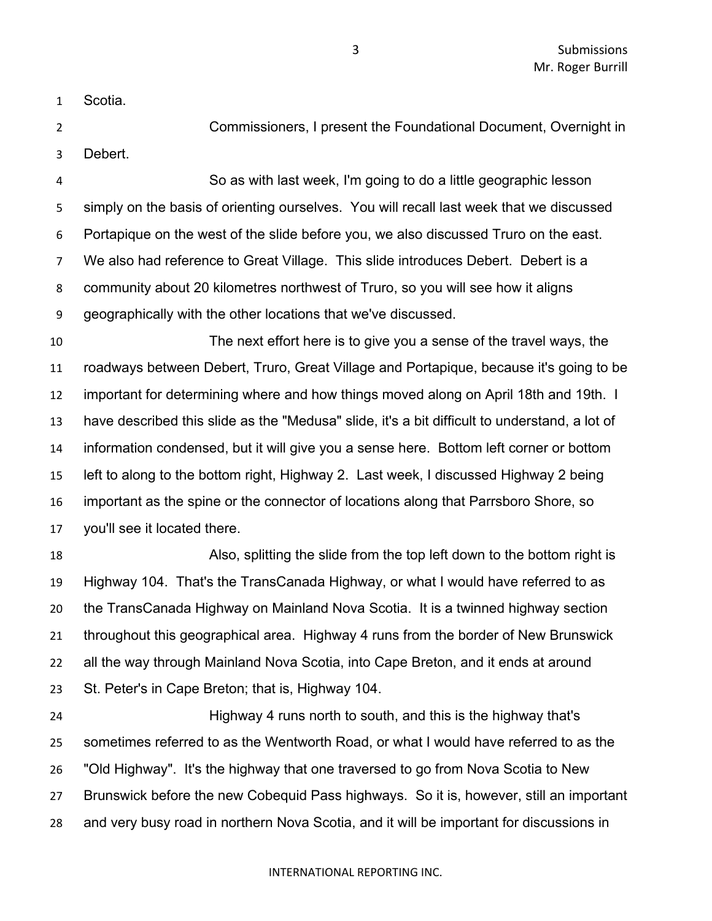Scotia.

Commissioners, I present the Foundational Document, Overnight in Debert.

So as with last week, I'm going to do a little geographic lesson simply on the basis of orienting ourselves. You will recall last week that we discussed Portapique on the west of the slide before you, we also discussed Truro on the east. We also had reference to Great Village. This slide introduces Debert. Debert is a community about 20 kilometres northwest of Truro, so you will see how it aligns geographically with the other locations that we've discussed.

The next effort here is to give you a sense of the travel ways, the roadways between Debert, Truro, Great Village and Portapique, because it's going to be important for determining where and how things moved along on April 18th and 19th. I have described this slide as the "Medusa" slide, it's a bit difficult to understand, a lot of information condensed, but it will give you a sense here. Bottom left corner or bottom left to along to the bottom right, Highway 2. Last week, I discussed Highway 2 being important as the spine or the connector of locations along that Parrsboro Shore, so you'll see it located there.

Also, splitting the slide from the top left down to the bottom right is Highway 104. That's the TransCanada Highway, or what I would have referred to as the TransCanada Highway on Mainland Nova Scotia. It is a twinned highway section throughout this geographical area. Highway 4 runs from the border of New Brunswick all the way through Mainland Nova Scotia, into Cape Breton, and it ends at around St. Peter's in Cape Breton; that is, Highway 104.

Highway 4 runs north to south, and this is the highway that's sometimes referred to as the Wentworth Road, or what I would have referred to as the "Old Highway". It's the highway that one traversed to go from Nova Scotia to New Brunswick before the new Cobequid Pass highways. So it is, however, still an important and very busy road in northern Nova Scotia, and it will be important for discussions in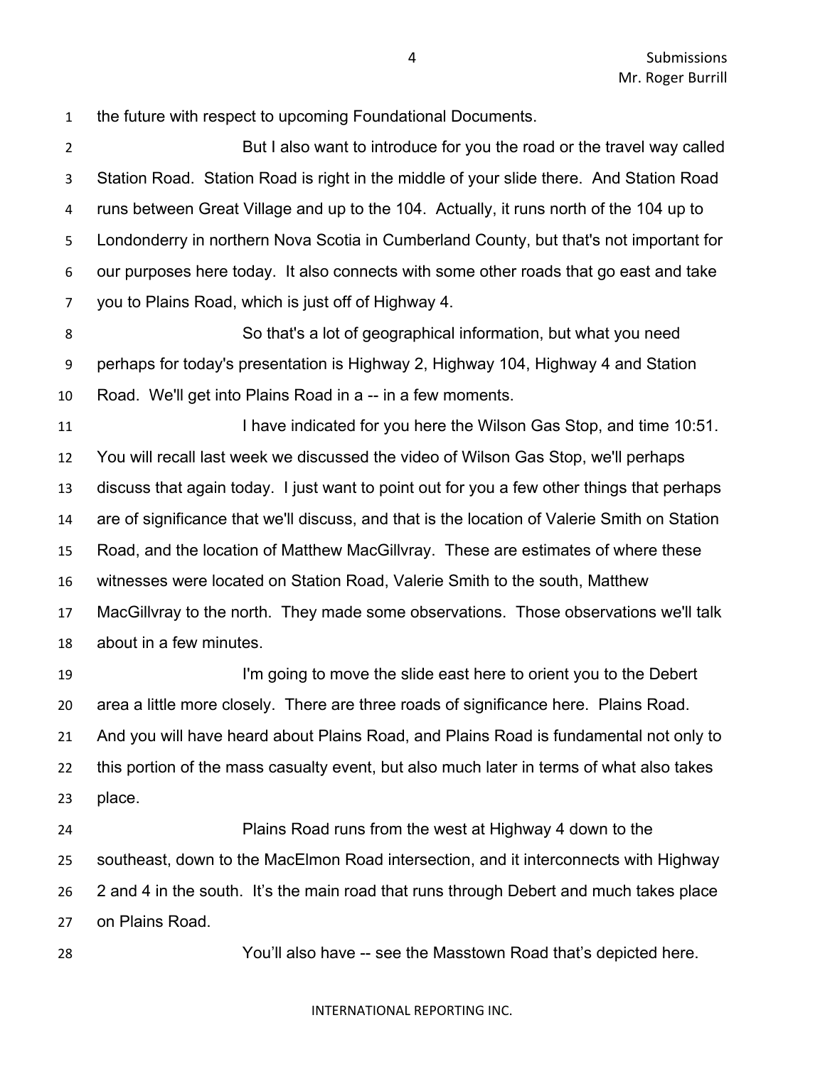the future with respect to upcoming Foundational Documents.

But I also want to introduce for you the road or the travel way called Station Road. Station Road is right in the middle of your slide there. And Station Road runs between Great Village and up to the 104. Actually, it runs north of the 104 up to Londonderry in northern Nova Scotia in Cumberland County, but that's not important for our purposes here today. It also connects with some other roads that go east and take you to Plains Road, which is just off of Highway 4.

So that's a lot of geographical information, but what you need perhaps for today's presentation is Highway 2, Highway 104, Highway 4 and Station Road. We'll get into Plains Road in a -- in a few moments.

I have indicated for you here the Wilson Gas Stop, and time 10:51. You will recall last week we discussed the video of Wilson Gas Stop, we'll perhaps discuss that again today. I just want to point out for you a few other things that perhaps are of significance that we'll discuss, and that is the location of Valerie Smith on Station Road, and the location of Matthew MacGillvray. These are estimates of where these witnesses were located on Station Road, Valerie Smith to the south, Matthew MacGillvray to the north. They made some observations. Those observations we'll talk about in a few minutes.

I'm going to move the slide east here to orient you to the Debert area a little more closely. There are three roads of significance here. Plains Road. And you will have heard about Plains Road, and Plains Road is fundamental not only to this portion of the mass casualty event, but also much later in terms of what also takes place.

Plains Road runs from the west at Highway 4 down to the southeast, down to the MacElmon Road intersection, and it interconnects with Highway 2 and 4 in the south. It's the main road that runs through Debert and much takes place on Plains Road.

You'll also have -- see the Masstown Road that's depicted here.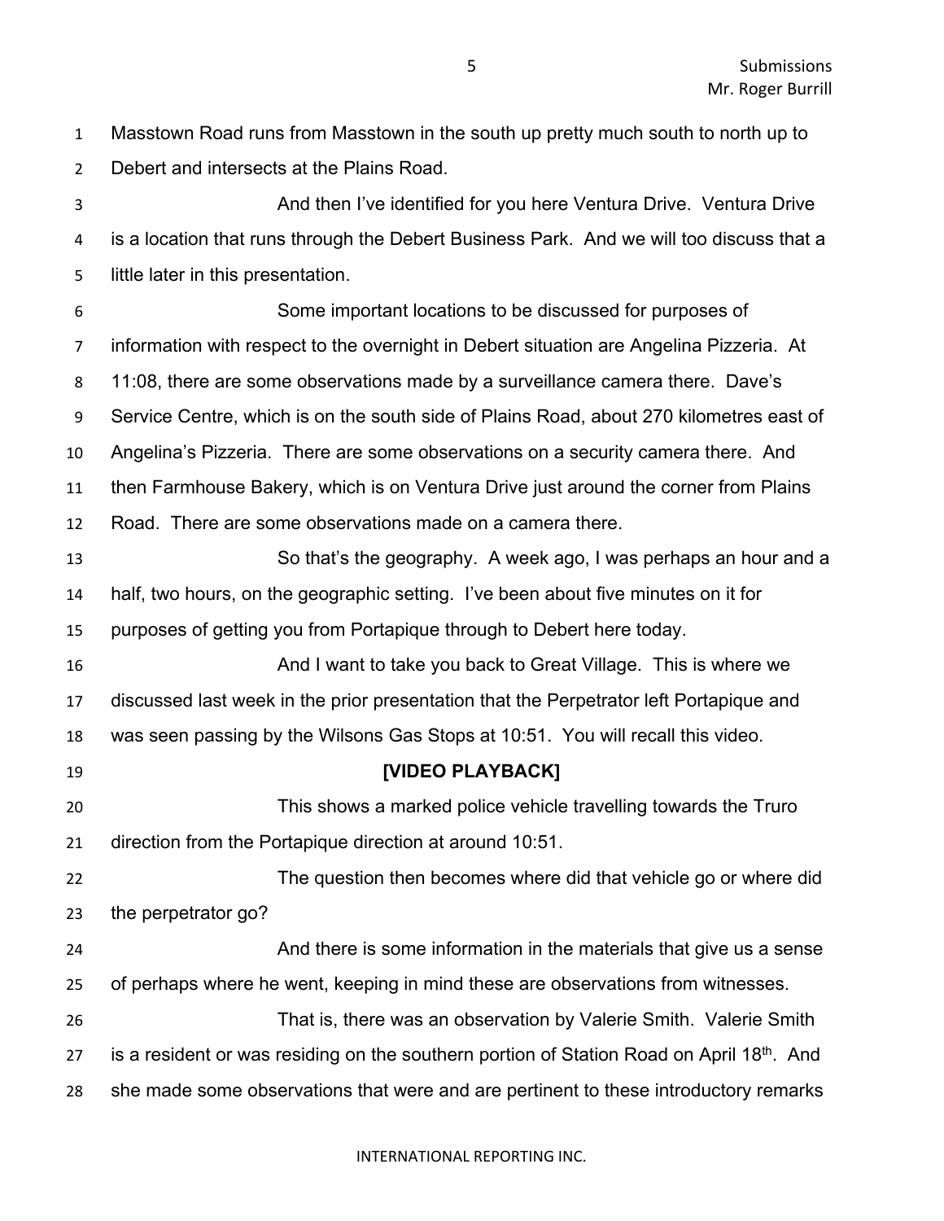Masstown Road runs from Masstown in the south up pretty much south to north up to Debert and intersects at the Plains Road.

And then I've identified for you here Ventura Drive. Ventura Drive is a location that runs through the Debert Business Park. And we will too discuss that a little later in this presentation.

Some important locations to be discussed for purposes of information with respect to the overnight in Debert situation are Angelina Pizzeria. At 11:08, there are some observations made by a surveillance camera there. Dave's Service Centre, which is on the south side of Plains Road, about 270 kilometres east of Angelina's Pizzeria. There are some observations on a security camera there. And then Farmhouse Bakery, which is on Ventura Drive just around the corner from Plains Road. There are some observations made on a camera there.

So that's the geography. A week ago, I was perhaps an hour and a half, two hours, on the geographic setting. I've been about five minutes on it for purposes of getting you from Portapique through to Debert here today.

And I want to take you back to Great Village. This is where we discussed last week in the prior presentation that the Perpetrator left Portapique and was seen passing by the Wilsons Gas Stops at 10:51. You will recall this video.

**[VIDEO PLAYBACK]**

This shows a marked police vehicle travelling towards the Truro direction from the Portapique direction at around 10:51.

The question then becomes where did that vehicle go or where did the perpetrator go?

And there is some information in the materials that give us a sense of perhaps where he went, keeping in mind these are observations from witnesses.

That is, there was an observation by Valerie Smith. Valerie Smith is a resident or was residing on the southern portion of Station Road on April 18th. And she made some observations that were and are pertinent to these introductory remarks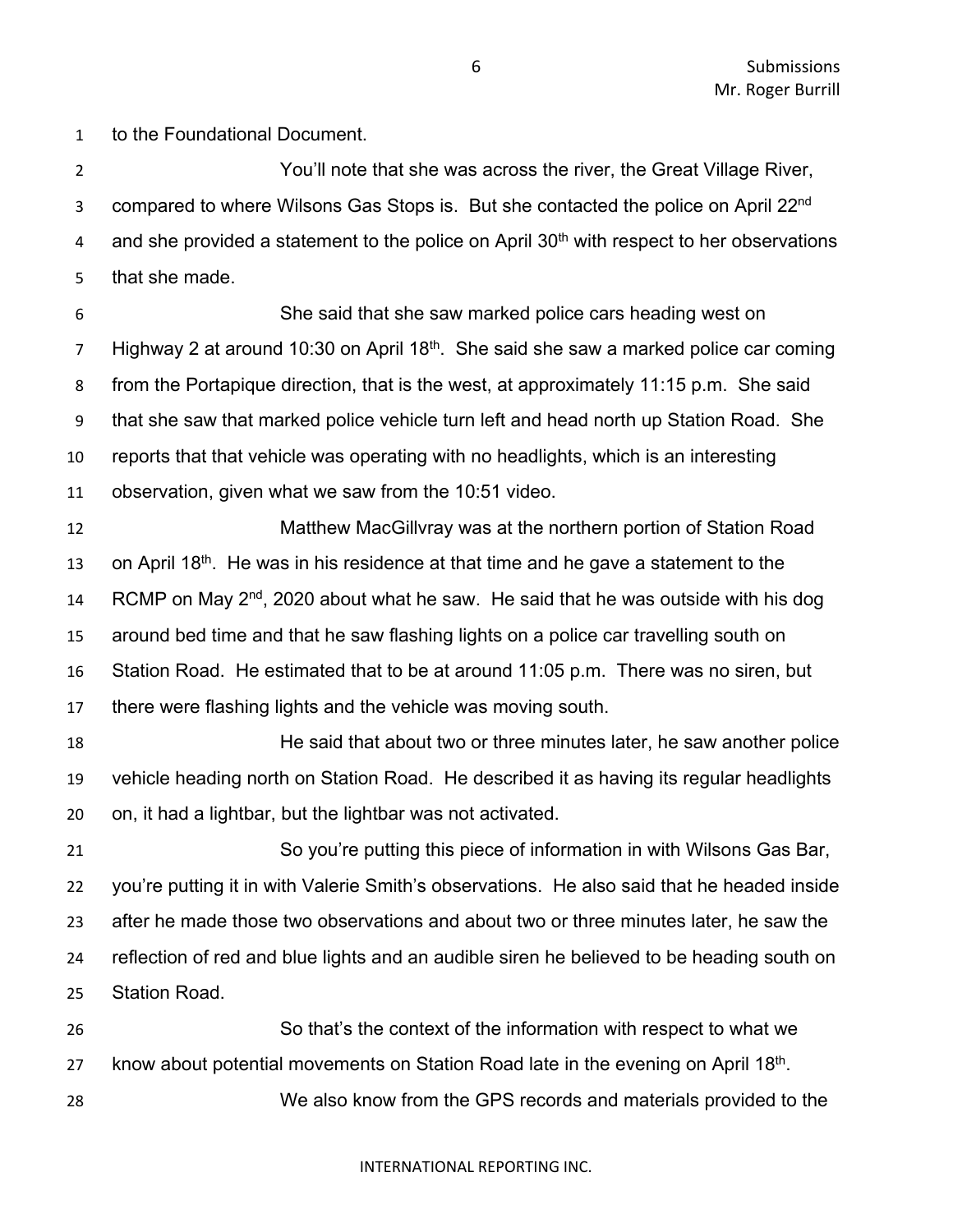to the Foundational Document.

You'll note that she was across the river, the Great Village River, compared to where Wilsons Gas Stops is. But she contacted the police on April 22nd and she provided a statement to the police on April 30th with respect to her observations that she made.

She said that she saw marked police cars heading west on Highway 2 at around 10:30 on April 18th. She said she saw a marked police car coming from the Portapique direction, that is the west, at approximately 11:15 p.m. She said that she saw that marked police vehicle turn left and head north up Station Road. She reports that that vehicle was operating with no headlights, which is an interesting observation, given what we saw from the 10:51 video.

Matthew MacGillvray was at the northern portion of Station Road on April 18th. He was in his residence at that time and he gave a statement to the RCMP on May 2nd, 2020 about what he saw. He said that he was outside with his dog around bed time and that he saw flashing lights on a police car travelling south on Station Road. He estimated that to be at around 11:05 p.m. There was no siren, but there were flashing lights and the vehicle was moving south.

He said that about two or three minutes later, he saw another police vehicle heading north on Station Road. He described it as having its regular headlights on, it had a lightbar, but the lightbar was not activated.

So you're putting this piece of information in with Wilsons Gas Bar, you're putting it in with Valerie Smith's observations. He also said that he headed inside after he made those two observations and about two or three minutes later, he saw the reflection of red and blue lights and an audible siren he believed to be heading south on Station Road.

So that's the context of the information with respect to what we know about potential movements on Station Road late in the evening on April 18th.

We also know from the GPS records and materials provided to the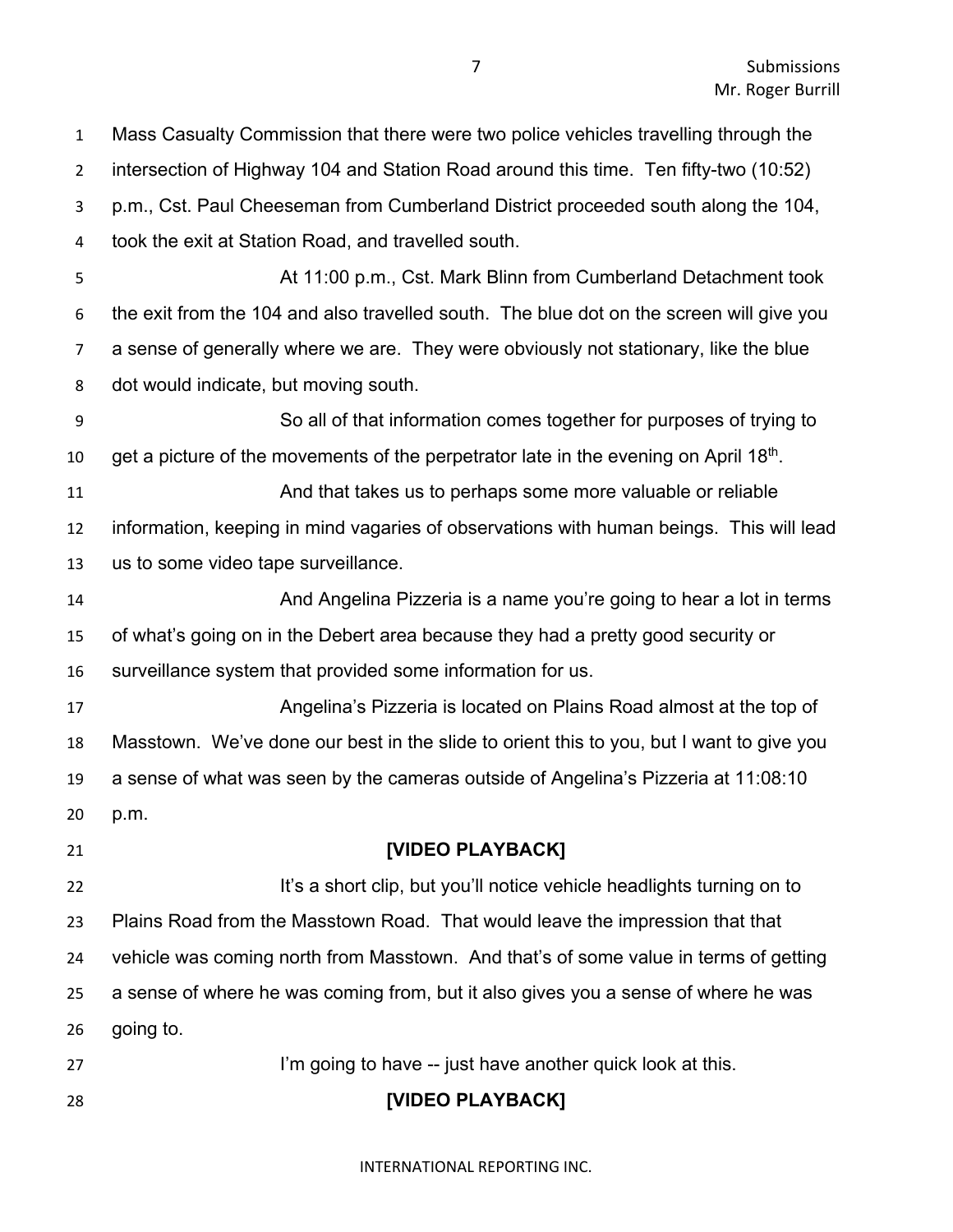Mass Casualty Commission that there were two police vehicles travelling through the intersection of Highway 104 and Station Road around this time. Ten fifty-two (10:52) p.m., Cst. Paul Cheeseman from Cumberland District proceeded south along the 104, took the exit at Station Road, and travelled south.

At 11:00 p.m., Cst. Mark Blinn from Cumberland Detachment took the exit from the 104 and also travelled south. The blue dot on the screen will give you a sense of generally where we are. They were obviously not stationary, like the blue dot would indicate, but moving south.

So all of that information comes together for purposes of trying to get a picture of the movements of the perpetrator late in the evening on April 18th.

And that takes us to perhaps some more valuable or reliable information, keeping in mind vagaries of observations with human beings. This will lead us to some video tape surveillance.

And Angelina Pizzeria is a name you're going to hear a lot in terms of what's going on in the Debert area because they had a pretty good security or surveillance system that provided some information for us.

Angelina's Pizzeria is located on Plains Road almost at the top of Masstown. We've done our best in the slide to orient this to you, but I want to give you a sense of what was seen by the cameras outside of Angelina's Pizzeria at 11:08:10 p.m.

**[VIDEO PLAYBACK]**

It's a short clip, but you'll notice vehicle headlights turning on to Plains Road from the Masstown Road. That would leave the impression that that vehicle was coming north from Masstown. And that's of some value in terms of getting a sense of where he was coming from, but it also gives you a sense of where he was going to.

I'm going to have -- just have another quick look at this.

**[VIDEO PLAYBACK]**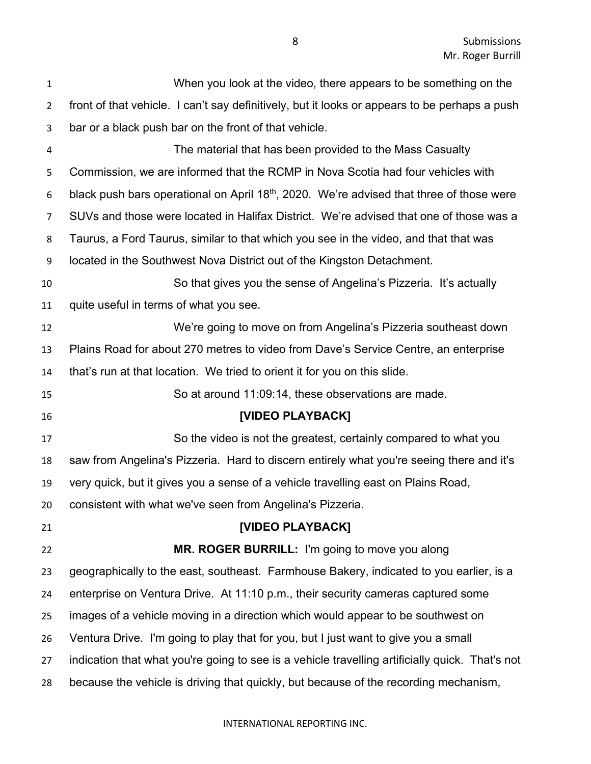When you look at the video, there appears to be something on the front of that vehicle. I can't say definitively, but it looks or appears to be perhaps a push bar or a black push bar on the front of that vehicle.

The material that has been provided to the Mass Casualty Commission, we are informed that the RCMP in Nova Scotia had four vehicles with black push bars operational on April 18th, 2020. We're advised that three of those were SUVs and those were located in Halifax District. We're advised that one of those was a Taurus, a Ford Taurus, similar to that which you see in the video, and that that was located in the Southwest Nova District out of the Kingston Detachment.

So that gives you the sense of Angelina's Pizzeria. It's actually quite useful in terms of what you see.

We're going to move on from Angelina's Pizzeria southeast down Plains Road for about 270 metres to video from Dave's Service Centre, an enterprise that's run at that location. We tried to orient it for you on this slide.

So at around 11:09:14, these observations are made.

**[VIDEO PLAYBACK]**

So the video is not the greatest, certainly compared to what you saw from Angelina's Pizzeria. Hard to discern entirely what you're seeing there and it's very quick, but it gives you a sense of a vehicle travelling east on Plains Road, consistent with what we've seen from Angelina's Pizzeria.

**[VIDEO PLAYBACK]**

**MR. ROGER BURRILL:** I'm going to move you along geographically to the east, southeast. Farmhouse Bakery, indicated to you earlier, is a enterprise on Ventura Drive. At 11:10 p.m., their security cameras captured some images of a vehicle moving in a direction which would appear to be southwest on Ventura Drive. I'm going to play that for you, but I just want to give you a small indication that what you're going to see is a vehicle travelling artificially quick. That's not because the vehicle is driving that quickly, but because of the recording mechanism,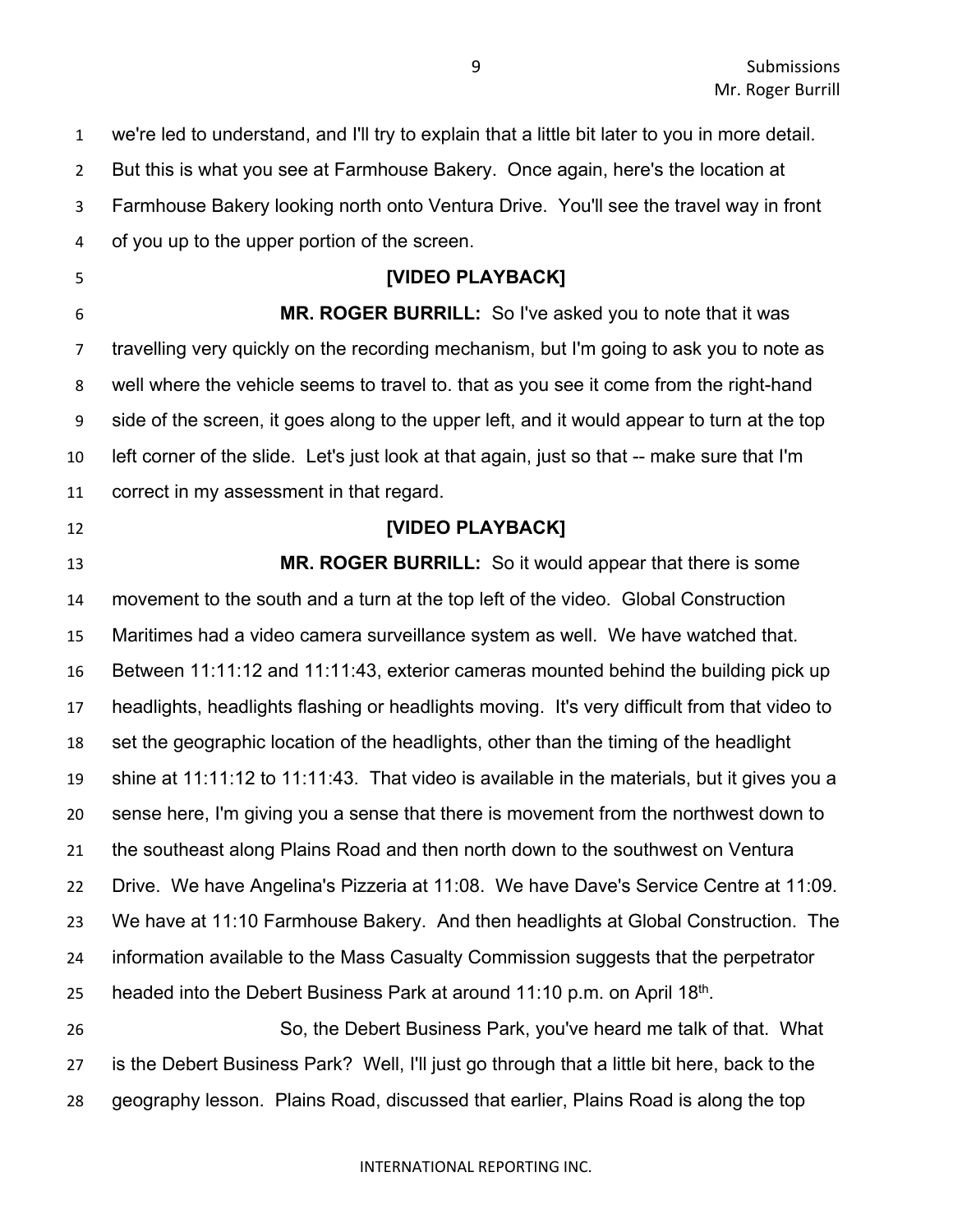we're led to understand, and I'll try to explain that a little bit later to you in more detail. But this is what you see at Farmhouse Bakery. Once again, here's the location at Farmhouse Bakery looking north onto Ventura Drive. You'll see the travel way in front of you up to the upper portion of the screen.

**[VIDEO PLAYBACK]**

**MR. ROGER BURRILL:** So I've asked you to note that it was travelling very quickly on the recording mechanism, but I'm going to ask you to note as well where the vehicle seems to travel to. that as you see it come from the right-hand side of the screen, it goes along to the upper left, and it would appear to turn at the top left corner of the slide. Let's just look at that again, just so that -- make sure that I'm correct in my assessment in that regard.

**[VIDEO PLAYBACK]**

**MR. ROGER BURRILL:** So it would appear that there is some movement to the south and a turn at the top left of the video. Global Construction Maritimes had a video camera surveillance system as well. We have watched that. Between 11:11:12 and 11:11:43, exterior cameras mounted behind the building pick up headlights, headlights flashing or headlights moving. It's very difficult from that video to set the geographic location of the headlights, other than the timing of the headlight shine at 11:11:12 to 11:11:43. That video is available in the materials, but it gives you a sense here, I'm giving you a sense that there is movement from the northwest down to the southeast along Plains Road and then north down to the southwest on Ventura Drive. We have Angelina's Pizzeria at 11:08. We have Dave's Service Centre at 11:09. We have at 11:10 Farmhouse Bakery. And then headlights at Global Construction. The information available to the Mass Casualty Commission suggests that the perpetrator headed into the Debert Business Park at around 11:10 p.m. on April 18th.

So, the Debert Business Park, you've heard me talk of that. What is the Debert Business Park? Well, I'll just go through that a little bit here, back to the geography lesson. Plains Road, discussed that earlier, Plains Road is along the top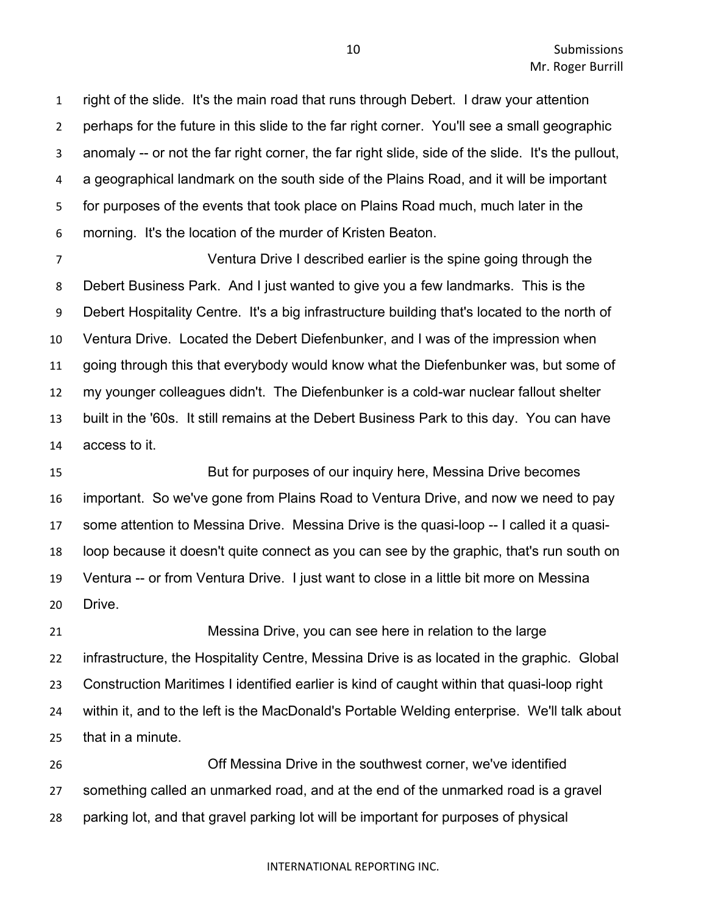right of the slide. It's the main road that runs through Debert. I draw your attention perhaps for the future in this slide to the far right corner. You'll see a small geographic anomaly -- or not the far right corner, the far right slide, side of the slide. It's the pullout, a geographical landmark on the south side of the Plains Road, and it will be important for purposes of the events that took place on Plains Road much, much later in the morning. It's the location of the murder of Kristen Beaton.

Ventura Drive I described earlier is the spine going through the Debert Business Park. And I just wanted to give you a few landmarks. This is the Debert Hospitality Centre. It's a big infrastructure building that's located to the north of Ventura Drive. Located the Debert Diefenbunker, and I was of the impression when going through this that everybody would know what the Diefenbunker was, but some of my younger colleagues didn't. The Diefenbunker is a cold-war nuclear fallout shelter built in the '60s. It still remains at the Debert Business Park to this day. You can have access to it.

But for purposes of our inquiry here, Messina Drive becomes important. So we've gone from Plains Road to Ventura Drive, and now we need to pay some attention to Messina Drive. Messina Drive is the quasi-loop -- I called it a quasi-loop because it doesn't quite connect as you can see by the graphic, that's run south on Ventura -- or from Ventura Drive. I just want to close in a little bit more on Messina Drive.

Messina Drive, you can see here in relation to the large infrastructure, the Hospitality Centre, Messina Drive is as located in the graphic. Global Construction Maritimes I identified earlier is kind of caught within that quasi-loop right within it, and to the left is the MacDonald's Portable Welding enterprise. We'll talk about that in a minute.

Off Messina Drive in the southwest corner, we've identified something called an unmarked road, and at the end of the unmarked road is a gravel parking lot, and that gravel parking lot will be important for purposes of physical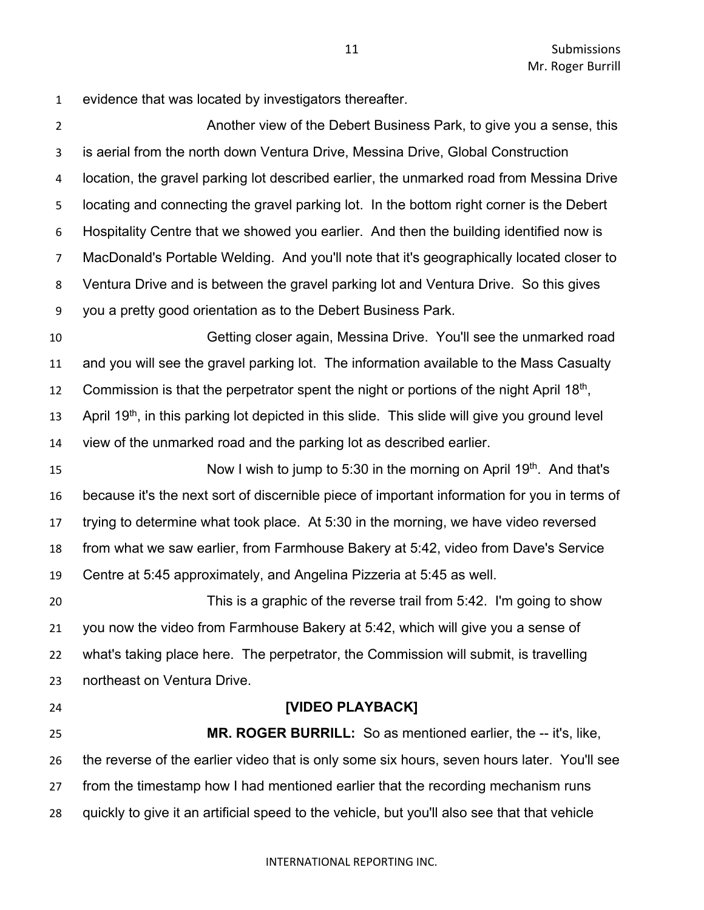evidence that was located by investigators thereafter.

Another view of the Debert Business Park, to give you a sense, this is aerial from the north down Ventura Drive, Messina Drive, Global Construction location, the gravel parking lot described earlier, the unmarked road from Messina Drive locating and connecting the gravel parking lot. In the bottom right corner is the Debert Hospitality Centre that we showed you earlier. And then the building identified now is MacDonald's Portable Welding. And you'll note that it's geographically located closer to Ventura Drive and is between the gravel parking lot and Ventura Drive. So this gives you a pretty good orientation as to the Debert Business Park.

Getting closer again, Messina Drive. You'll see the unmarked road and you will see the gravel parking lot. The information available to the Mass Casualty Commission is that the perpetrator spent the night or portions of the night April 18th, April 19th, in this parking lot depicted in this slide. This slide will give you ground level view of the unmarked road and the parking lot as described earlier.

Now I wish to jump to 5:30 in the morning on April 19th. And that's because it's the next sort of discernible piece of important information for you in terms of trying to determine what took place. At 5:30 in the morning, we have video reversed from what we saw earlier, from Farmhouse Bakery at 5:42, video from Dave's Service Centre at 5:45 approximately, and Angelina Pizzeria at 5:45 as well.

This is a graphic of the reverse trail from 5:42. I'm going to show you now the video from Farmhouse Bakery at 5:42, which will give you a sense of what's taking place here. The perpetrator, the Commission will submit, is travelling northeast on Ventura Drive.

**[VIDEO PLAYBACK]**

**MR. ROGER BURRILL:** So as mentioned earlier, the -- it's, like, the reverse of the earlier video that is only some six hours, seven hours later. You'll see from the timestamp how I had mentioned earlier that the recording mechanism runs quickly to give it an artificial speed to the vehicle, but you'll also see that that vehicle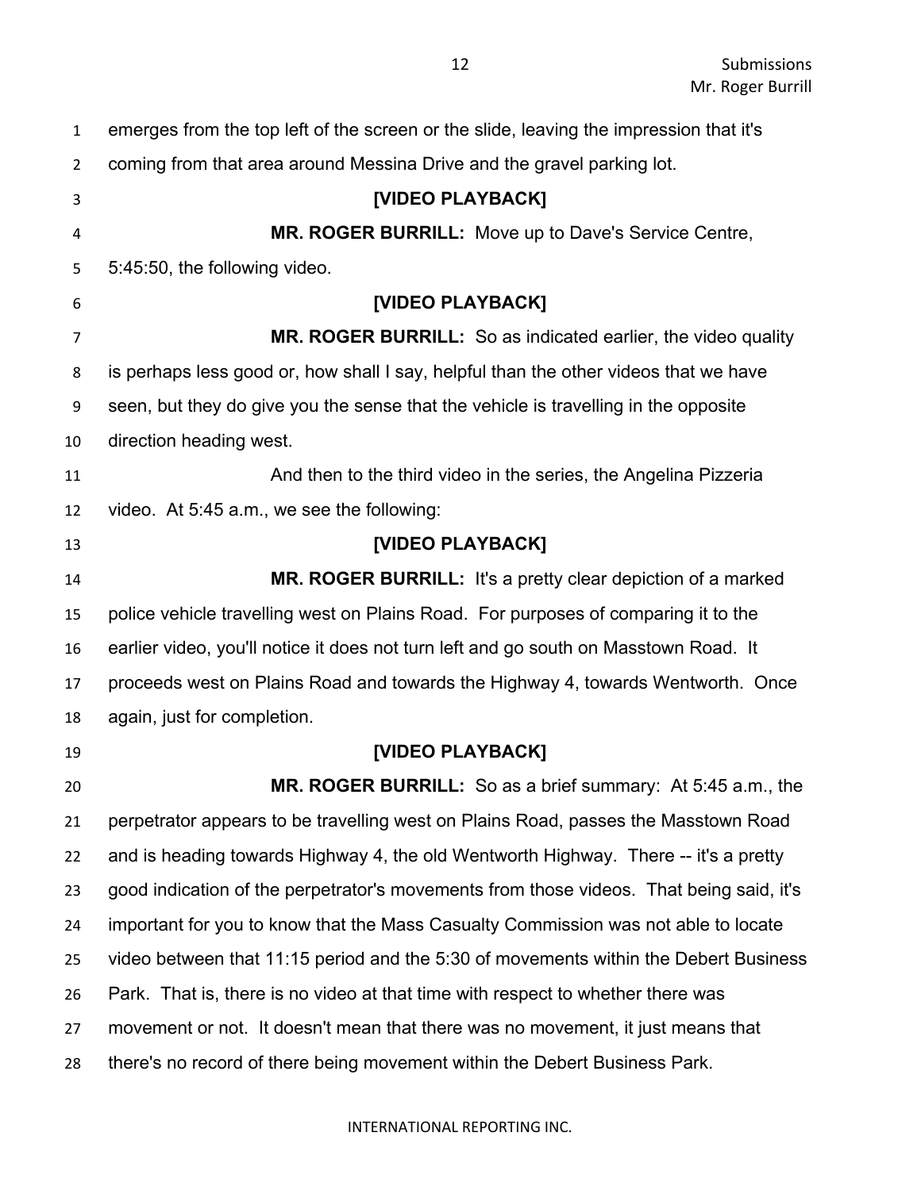emerges from the top left of the screen or the slide, leaving the impression that it's coming from that area around Messina Drive and the gravel parking lot.

**[VIDEO PLAYBACK]**

**MR. ROGER BURRILL:** Move up to Dave's Service Centre, 5:45:50, the following video.

**[VIDEO PLAYBACK]**

**MR. ROGER BURRILL:** So as indicated earlier, the video quality is perhaps less good or, how shall I say, helpful than the other videos that we have seen, but they do give you the sense that the vehicle is travelling in the opposite direction heading west.

And then to the third video in the series, the Angelina Pizzeria video. At 5:45 a.m., we see the following:

**[VIDEO PLAYBACK]**

**MR. ROGER BURRILL:** It's a pretty clear depiction of a marked police vehicle travelling west on Plains Road. For purposes of comparing it to the earlier video, you'll notice it does not turn left and go south on Masstown Road. It proceeds west on Plains Road and towards the Highway 4, towards Wentworth. Once again, just for completion.

**[VIDEO PLAYBACK]**

**MR. ROGER BURRILL:** So as a brief summary: At 5:45 a.m., the perpetrator appears to be travelling west on Plains Road, passes the Masstown Road and is heading towards Highway 4, the old Wentworth Highway. There -- it's a pretty good indication of the perpetrator's movements from those videos. That being said, it's important for you to know that the Mass Casualty Commission was not able to locate video between that 11:15 period and the 5:30 of movements within the Debert Business Park. That is, there is no video at that time with respect to whether there was movement or not. It doesn't mean that there was no movement, it just means that there's no record of there being movement within the Debert Business Park.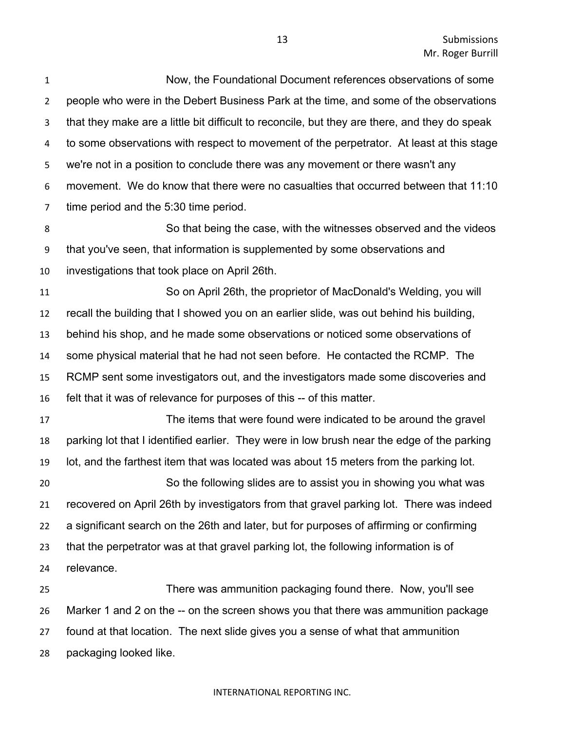Now, the Foundational Document references observations of some people who were in the Debert Business Park at the time, and some of the observations that they make are a little bit difficult to reconcile, but they are there, and they do speak to some observations with respect to movement of the perpetrator. At least at this stage we're not in a position to conclude there was any movement or there wasn't any movement. We do know that there were no casualties that occurred between that 11:10 time period and the 5:30 time period.

So that being the case, with the witnesses observed and the videos that you've seen, that information is supplemented by some observations and investigations that took place on April 26th.

So on April 26th, the proprietor of MacDonald's Welding, you will recall the building that I showed you on an earlier slide, was out behind his building, behind his shop, and he made some observations or noticed some observations of some physical material that he had not seen before. He contacted the RCMP. The RCMP sent some investigators out, and the investigators made some discoveries and felt that it was of relevance for purposes of this -- of this matter.

The items that were found were indicated to be around the gravel parking lot that I identified earlier. They were in low brush near the edge of the parking lot, and the farthest item that was located was about 15 meters from the parking lot.

So the following slides are to assist you in showing you what was recovered on April 26th by investigators from that gravel parking lot. There was indeed a significant search on the 26th and later, but for purposes of affirming or confirming that the perpetrator was at that gravel parking lot, the following information is of relevance.

There was ammunition packaging found there. Now, you'll see Marker 1 and 2 on the -- on the screen shows you that there was ammunition package found at that location. The next slide gives you a sense of what that ammunition packaging looked like.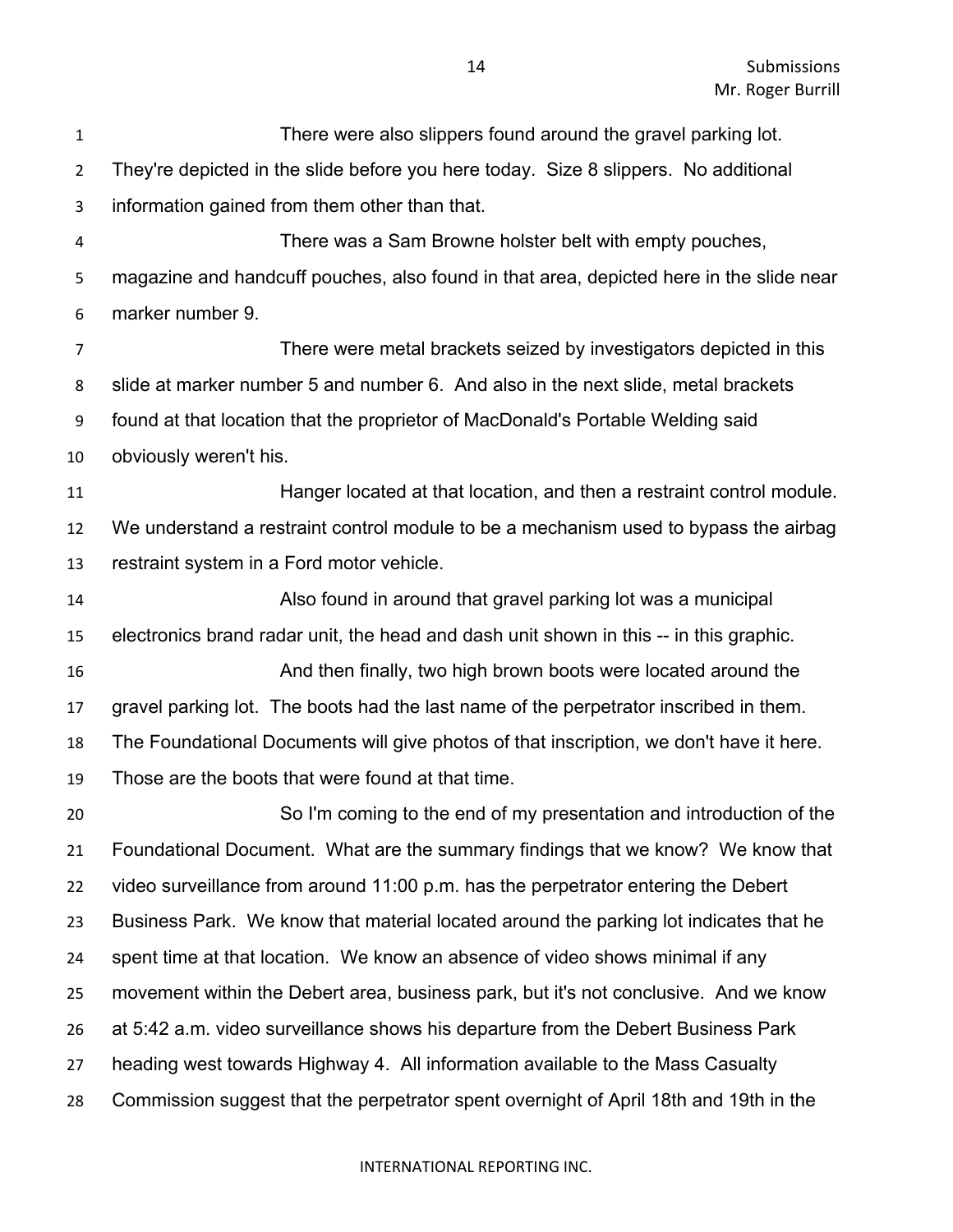There were also slippers found around the gravel parking lot. They're depicted in the slide before you here today. Size 8 slippers. No additional information gained from them other than that.

There was a Sam Browne holster belt with empty pouches, magazine and handcuff pouches, also found in that area, depicted here in the slide near marker number 9.

There were metal brackets seized by investigators depicted in this slide at marker number 5 and number 6. And also in the next slide, metal brackets found at that location that the proprietor of MacDonald's Portable Welding said obviously weren't his.

Hanger located at that location, and then a restraint control module. We understand a restraint control module to be a mechanism used to bypass the airbag restraint system in a Ford motor vehicle.

Also found in around that gravel parking lot was a municipal electronics brand radar unit, the head and dash unit shown in this -- in this graphic.

And then finally, two high brown boots were located around the gravel parking lot. The boots had the last name of the perpetrator inscribed in them. The Foundational Documents will give photos of that inscription, we don't have it here. Those are the boots that were found at that time.

So I'm coming to the end of my presentation and introduction of the Foundational Document. What are the summary findings that we know? We know that video surveillance from around 11:00 p.m. has the perpetrator entering the Debert Business Park. We know that material located around the parking lot indicates that he spent time at that location. We know an absence of video shows minimal if any movement within the Debert area, business park, but it's not conclusive. And we know at 5:42 a.m. video surveillance shows his departure from the Debert Business Park heading west towards Highway 4. All information available to the Mass Casualty Commission suggest that the perpetrator spent overnight of April 18th and 19th in the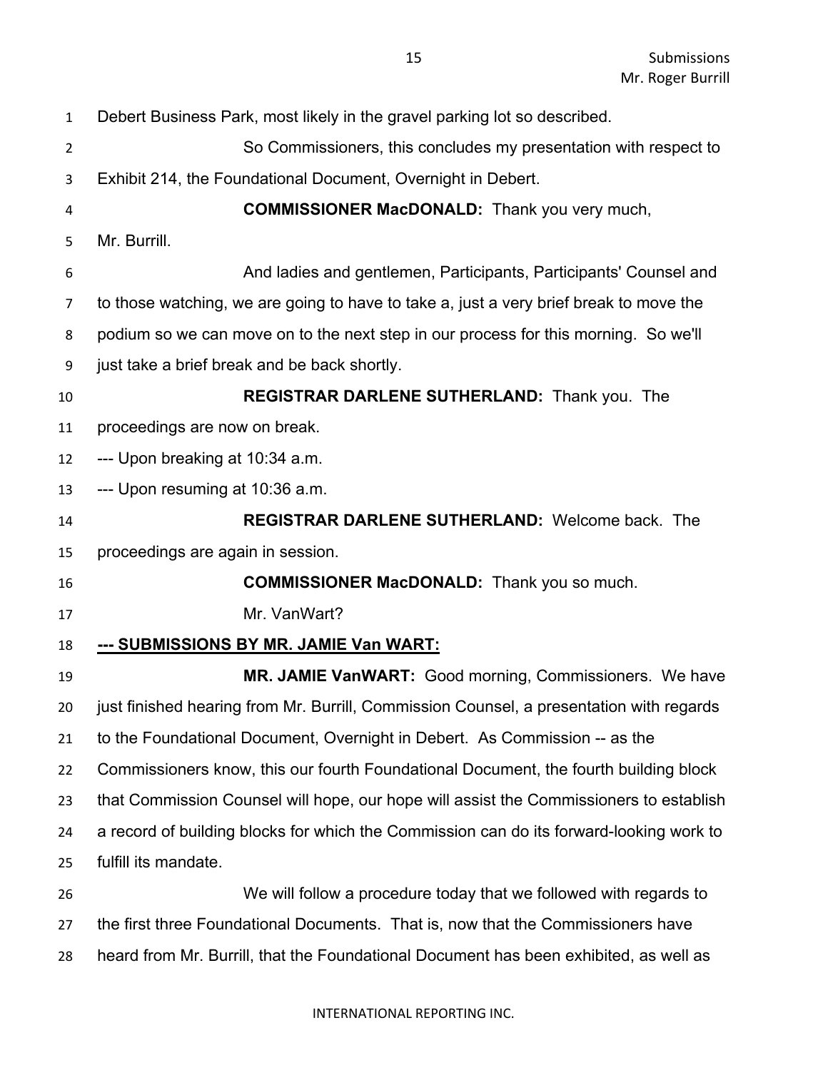Debert Business Park, most likely in the gravel parking lot so described.

So Commissioners, this concludes my presentation with respect to Exhibit 214, the Foundational Document, Overnight in Debert.

**COMMISSIONER MacDONALD:** Thank you very much, Mr. Burrill.

And ladies and gentlemen, Participants, Participants' Counsel and to those watching, we are going to have to take a, just a very brief break to move the podium so we can move on to the next step in our process for this morning. So we'll just take a brief break and be back shortly.

**REGISTRAR DARLENE SUTHERLAND:** Thank you. The proceedings are now on break.

--- Upon breaking at 10:34 a.m.

--- Upon resuming at 10:36 a.m.

**REGISTRAR DARLENE SUTHERLAND:** Welcome back. The proceedings are again in session.

**COMMISSIONER MacDONALD:** Thank you so much.

Mr. VanWart?

**--- SUBMISSIONS BY MR. JAMIE Van WART:**

**MR. JAMIE VanWART:** Good morning, Commissioners. We have just finished hearing from Mr. Burrill, Commission Counsel, a presentation with regards to the Foundational Document, Overnight in Debert. As Commission -- as the Commissioners know, this our fourth Foundational Document, the fourth building block that Commission Counsel will hope, our hope will assist the Commissioners to establish a record of building blocks for which the Commission can do its forward-looking work to fulfill its mandate.

We will follow a procedure today that we followed with regards to the first three Foundational Documents. That is, now that the Commissioners have heard from Mr. Burrill, that the Foundational Document has been exhibited, as well as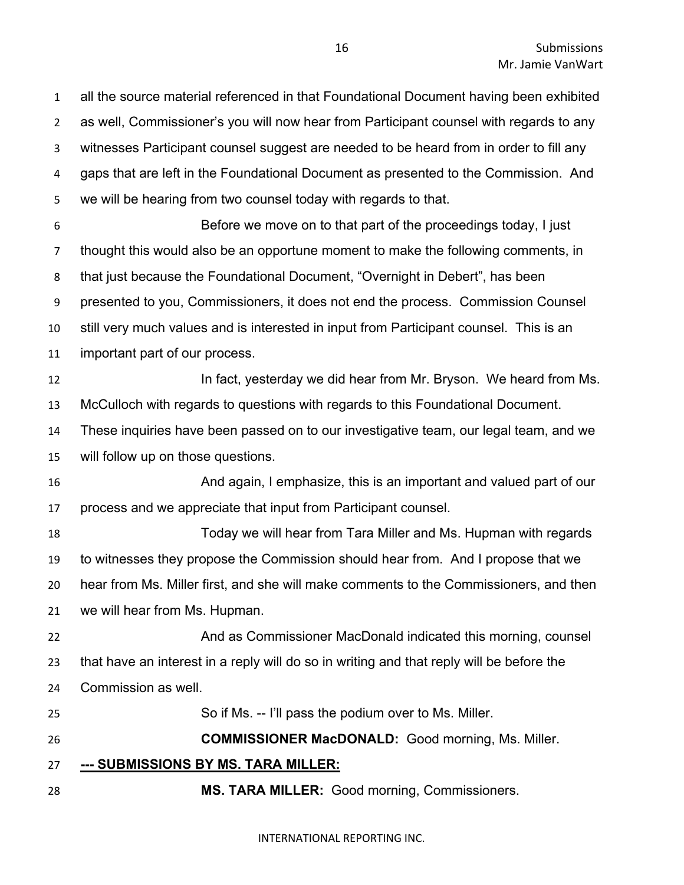all the source material referenced in that Foundational Document having been exhibited as well, Commissioner's you will now hear from Participant counsel with regards to any witnesses Participant counsel suggest are needed to be heard from in order to fill any gaps that are left in the Foundational Document as presented to the Commission. And we will be hearing from two counsel today with regards to that.

Before we move on to that part of the proceedings today, I just thought this would also be an opportune moment to make the following comments, in that just because the Foundational Document, "Overnight in Debert", has been presented to you, Commissioners, it does not end the process. Commission Counsel still very much values and is interested in input from Participant counsel. This is an important part of our process.

In fact, yesterday we did hear from Mr. Bryson. We heard from Ms. McCulloch with regards to questions with regards to this Foundational Document. These inquiries have been passed on to our investigative team, our legal team, and we will follow up on those questions.

And again, I emphasize, this is an important and valued part of our process and we appreciate that input from Participant counsel.

Today we will hear from Tara Miller and Ms. Hupman with regards to witnesses they propose the Commission should hear from. And I propose that we hear from Ms. Miller first, and she will make comments to the Commissioners, and then we will hear from Ms. Hupman.

And as Commissioner MacDonald indicated this morning, counsel that have an interest in a reply will do so in writing and that reply will be before the Commission as well.

So if Ms. -- I'll pass the podium over to Ms. Miller.

**COMMISSIONER MacDONALD:** Good morning, Ms. Miller.

**--- SUBMISSIONS BY MS. TARA MILLER:**

**MS. TARA MILLER:** Good morning, Commissioners.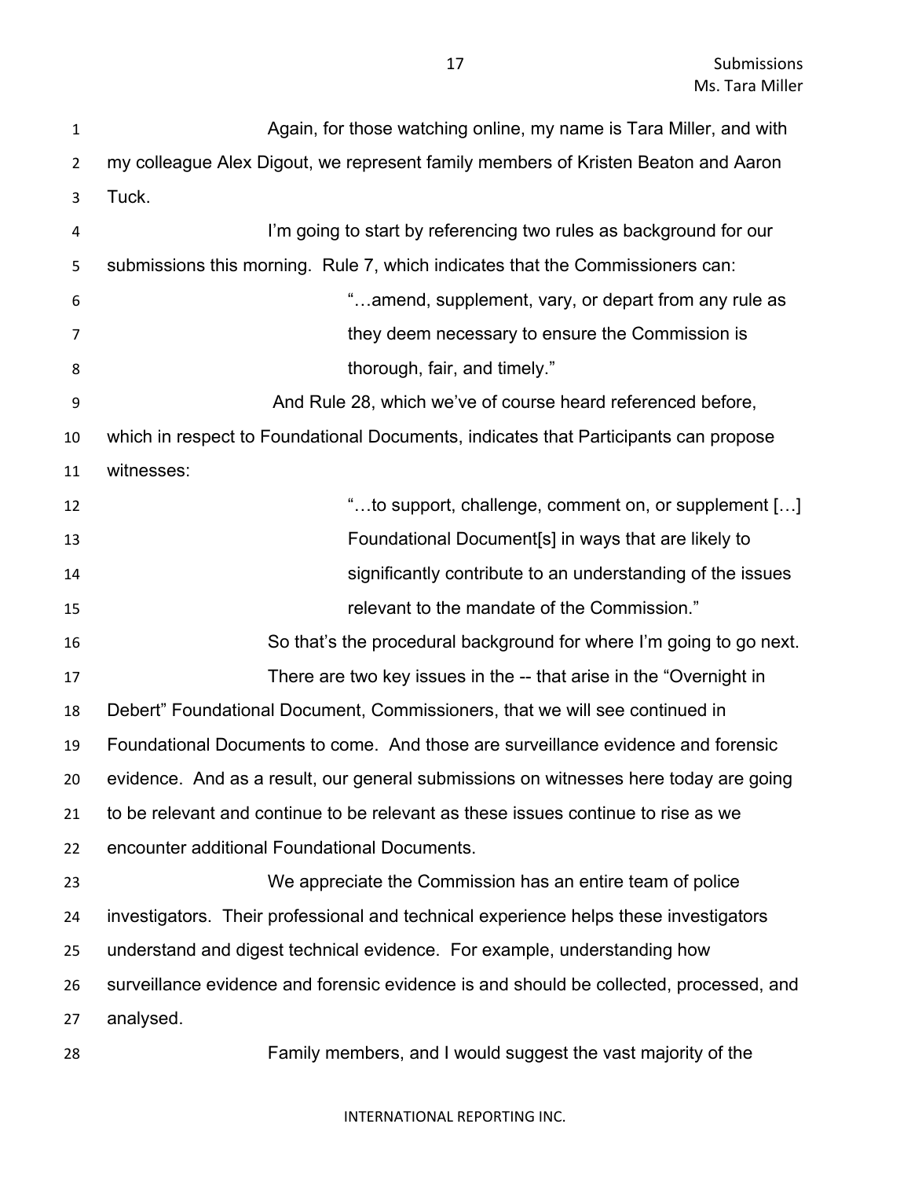Again, for those watching online, my name is Tara Miller, and with my colleague Alex Digout, we represent family members of Kristen Beaton and Aaron Tuck.

I'm going to start by referencing two rules as background for our submissions this morning. Rule 7, which indicates that the Commissioners can:

> "…amend, supplement, vary, or depart from any rule as they deem necessary to ensure the Commission is thorough, fair, and timely."

And Rule 28, which we've of course heard referenced before, which in respect to Foundational Documents, indicates that Participants can propose witnesses:

> "…to support, challenge, comment on, or supplement […] Foundational Document[s] in ways that are likely to significantly contribute to an understanding of the issues relevant to the mandate of the Commission."

So that's the procedural background for where I'm going to go next.

There are two key issues in the -- that arise in the "Overnight in Debert" Foundational Document, Commissioners, that we will see continued in Foundational Documents to come. And those are surveillance evidence and forensic evidence. And as a result, our general submissions on witnesses here today are going to be relevant and continue to be relevant as these issues continue to rise as we encounter additional Foundational Documents.

We appreciate the Commission has an entire team of police investigators. Their professional and technical experience helps these investigators understand and digest technical evidence. For example, understanding how surveillance evidence and forensic evidence is and should be collected, processed, and analysed.

Family members, and I would suggest the vast majority of the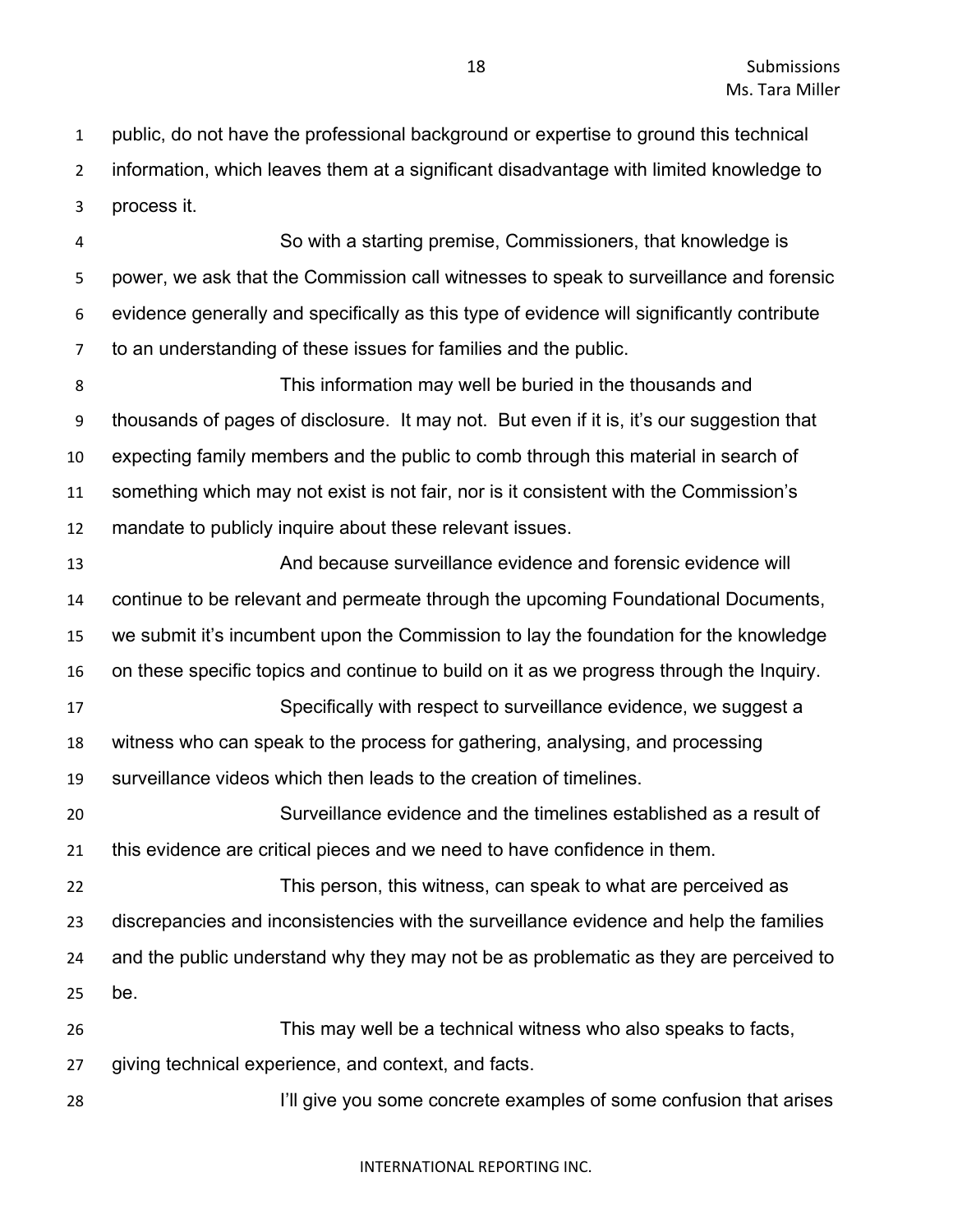public, do not have the professional background or expertise to ground this technical information, which leaves them at a significant disadvantage with limited knowledge to process it.

So with a starting premise, Commissioners, that knowledge is power, we ask that the Commission call witnesses to speak to surveillance and forensic evidence generally and specifically as this type of evidence will significantly contribute to an understanding of these issues for families and the public.

This information may well be buried in the thousands and thousands of pages of disclosure. It may not. But even if it is, it's our suggestion that expecting family members and the public to comb through this material in search of something which may not exist is not fair, nor is it consistent with the Commission's mandate to publicly inquire about these relevant issues.

And because surveillance evidence and forensic evidence will continue to be relevant and permeate through the upcoming Foundational Documents, we submit it's incumbent upon the Commission to lay the foundation for the knowledge on these specific topics and continue to build on it as we progress through the Inquiry.

Specifically with respect to surveillance evidence, we suggest a witness who can speak to the process for gathering, analysing, and processing surveillance videos which then leads to the creation of timelines.

Surveillance evidence and the timelines established as a result of this evidence are critical pieces and we need to have confidence in them.

This person, this witness, can speak to what are perceived as discrepancies and inconsistencies with the surveillance evidence and help the families and the public understand why they may not be as problematic as they are perceived to be.

This may well be a technical witness who also speaks to facts, giving technical experience, and context, and facts.

I'll give you some concrete examples of some confusion that arises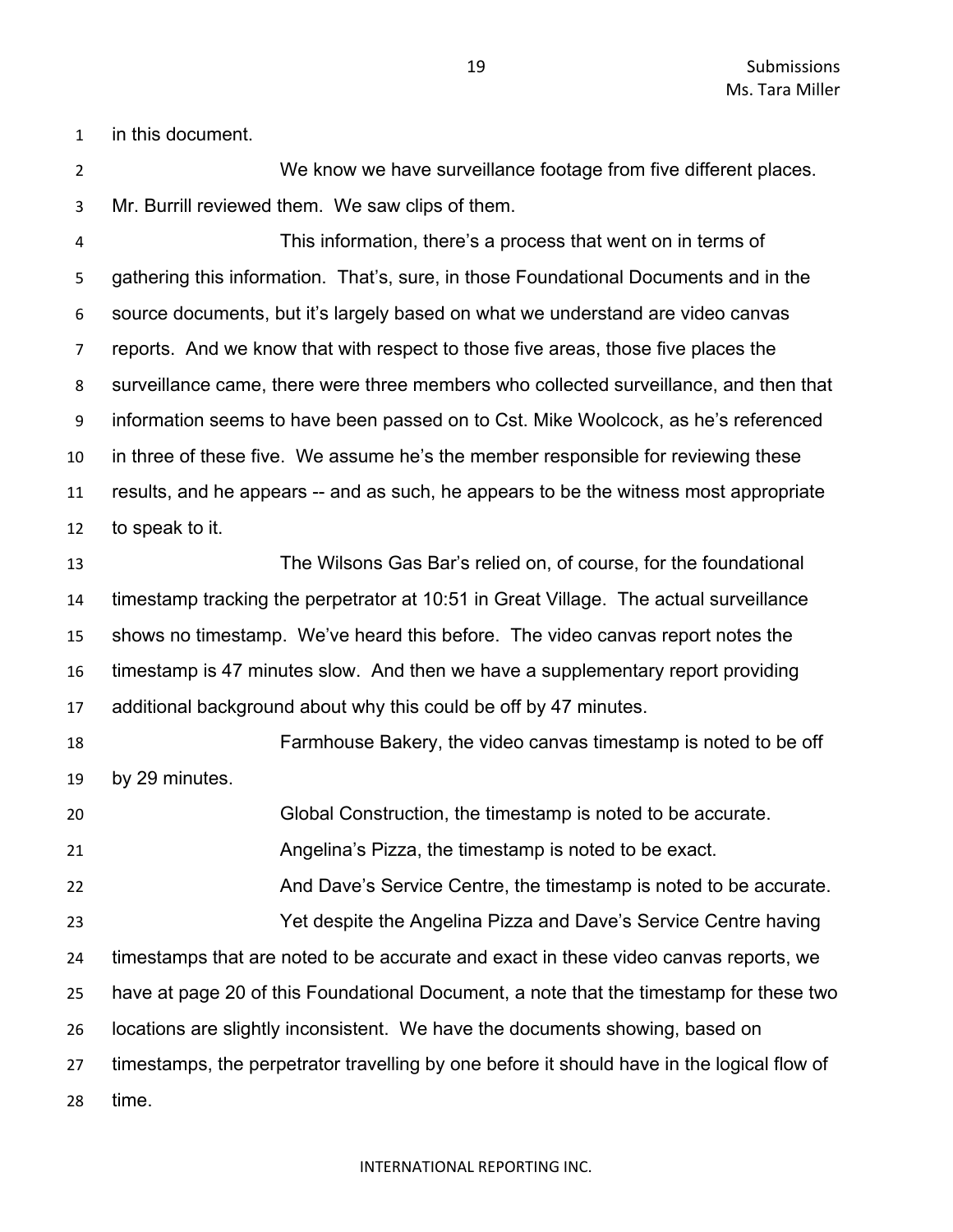in this document.

We know we have surveillance footage from five different places. Mr. Burrill reviewed them. We saw clips of them.

This information, there's a process that went on in terms of gathering this information. That's, sure, in those Foundational Documents and in the source documents, but it's largely based on what we understand are video canvas reports. And we know that with respect to those five areas, those five places the surveillance came, there were three members who collected surveillance, and then that information seems to have been passed on to Cst. Mike Woolcock, as he's referenced in three of these five. We assume he's the member responsible for reviewing these results, and he appears -- and as such, he appears to be the witness most appropriate to speak to it.

The Wilsons Gas Bar's relied on, of course, for the foundational timestamp tracking the perpetrator at 10:51 in Great Village. The actual surveillance shows no timestamp. We've heard this before. The video canvas report notes the timestamp is 47 minutes slow. And then we have a supplementary report providing additional background about why this could be off by 47 minutes.

Farmhouse Bakery, the video canvas timestamp is noted to be off by 29 minutes.

Global Construction, the timestamp is noted to be accurate.

Angelina's Pizza, the timestamp is noted to be exact.

And Dave's Service Centre, the timestamp is noted to be accurate.

Yet despite the Angelina Pizza and Dave's Service Centre having timestamps that are noted to be accurate and exact in these video canvas reports, we have at page 20 of this Foundational Document, a note that the timestamp for these two locations are slightly inconsistent. We have the documents showing, based on timestamps, the perpetrator travelling by one before it should have in the logical flow of time.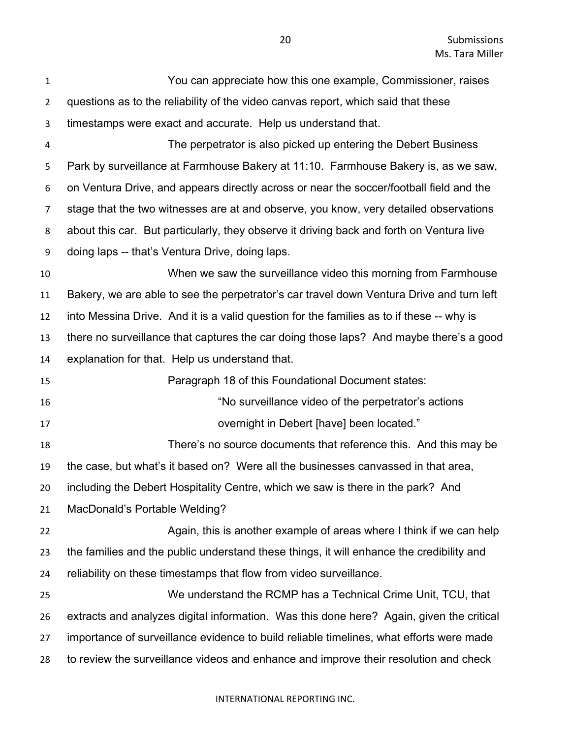You can appreciate how this one example, Commissioner, raises questions as to the reliability of the video canvas report, which said that these timestamps were exact and accurate. Help us understand that.

The perpetrator is also picked up entering the Debert Business Park by surveillance at Farmhouse Bakery at 11:10. Farmhouse Bakery is, as we saw, on Ventura Drive, and appears directly across or near the soccer/football field and the stage that the two witnesses are at and observe, you know, very detailed observations about this car. But particularly, they observe it driving back and forth on Ventura live doing laps -- that's Ventura Drive, doing laps.

When we saw the surveillance video this morning from Farmhouse Bakery, we are able to see the perpetrator's car travel down Ventura Drive and turn left into Messina Drive. And it is a valid question for the families as to if these -- why is there no surveillance that captures the car doing those laps? And maybe there's a good explanation for that. Help us understand that.

Paragraph 18 of this Foundational Document states:

> "No surveillance video of the perpetrator's actions overnight in Debert [have] been located."

There's no source documents that reference this. And this may be the case, but what's it based on? Were all the businesses canvassed in that area, including the Debert Hospitality Centre, which we saw is there in the park? And MacDonald's Portable Welding?

Again, this is another example of areas where I think if we can help the families and the public understand these things, it will enhance the credibility and reliability on these timestamps that flow from video surveillance.

We understand the RCMP has a Technical Crime Unit, TCU, that extracts and analyzes digital information. Was this done here? Again, given the critical importance of surveillance evidence to build reliable timelines, what efforts were made to review the surveillance videos and enhance and improve their resolution and check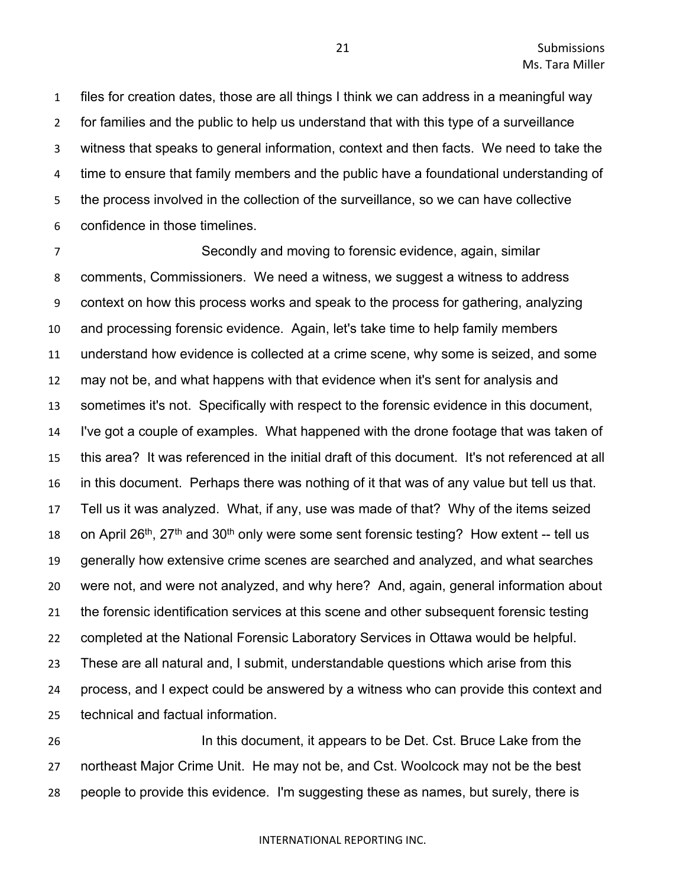files for creation dates, those are all things I think we can address in a meaningful way for families and the public to help us understand that with this type of a surveillance witness that speaks to general information, context and then facts. We need to take the time to ensure that family members and the public have a foundational understanding of the process involved in the collection of the surveillance, so we can have collective confidence in those timelines.

Secondly and moving to forensic evidence, again, similar comments, Commissioners. We need a witness, we suggest a witness to address context on how this process works and speak to the process for gathering, analyzing and processing forensic evidence. Again, let's take time to help family members understand how evidence is collected at a crime scene, why some is seized, and some may not be, and what happens with that evidence when it's sent for analysis and sometimes it's not. Specifically with respect to the forensic evidence in this document, I've got a couple of examples. What happened with the drone footage that was taken of this area? It was referenced in the initial draft of this document. It's not referenced at all in this document. Perhaps there was nothing of it that was of any value but tell us that. Tell us it was analyzed. What, if any, use was made of that? Why of the items seized on April 26th, 27th and 30th only were some sent forensic testing? How extent -- tell us generally how extensive crime scenes are searched and analyzed, and what searches were not, and were not analyzed, and why here? And, again, general information about the forensic identification services at this scene and other subsequent forensic testing completed at the National Forensic Laboratory Services in Ottawa would be helpful. These are all natural and, I submit, understandable questions which arise from this process, and I expect could be answered by a witness who can provide this context and technical and factual information.

In this document, it appears to be Det. Cst. Bruce Lake from the northeast Major Crime Unit. He may not be, and Cst. Woolcock may not be the best people to provide this evidence. I'm suggesting these as names, but surely, there is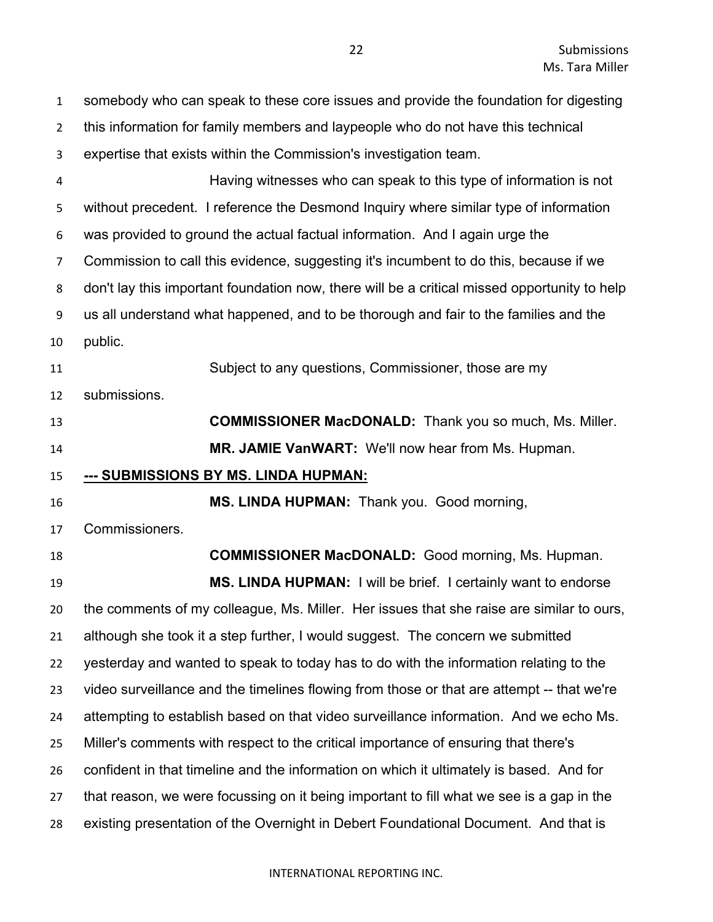somebody who can speak to these core issues and provide the foundation for digesting this information for family members and laypeople who do not have this technical expertise that exists within the Commission's investigation team.

Having witnesses who can speak to this type of information is not without precedent. I reference the Desmond Inquiry where similar type of information was provided to ground the actual factual information. And I again urge the Commission to call this evidence, suggesting it's incumbent to do this, because if we don't lay this important foundation now, there will be a critical missed opportunity to help us all understand what happened, and to be thorough and fair to the families and the public.

Subject to any questions, Commissioner, those are my submissions.

**COMMISSIONER MacDONALD:** Thank you so much, Ms. Miller.

**MR. JAMIE VanWART:** We'll now hear from Ms. Hupman.

**--- SUBMISSIONS BY MS. LINDA HUPMAN:**

**MS. LINDA HUPMAN:** Thank you. Good morning, Commissioners.

**COMMISSIONER MacDONALD:** Good morning, Ms. Hupman.

**MS. LINDA HUPMAN:** I will be brief. I certainly want to endorse the comments of my colleague, Ms. Miller. Her issues that she raise are similar to ours, although she took it a step further, I would suggest. The concern we submitted yesterday and wanted to speak to today has to do with the information relating to the video surveillance and the timelines flowing from those or that are attempt -- that we're attempting to establish based on that video surveillance information. And we echo Ms. Miller's comments with respect to the critical importance of ensuring that there's confident in that timeline and the information on which it ultimately is based. And for that reason, we were focussing on it being important to fill what we see is a gap in the existing presentation of the Overnight in Debert Foundational Document. And that is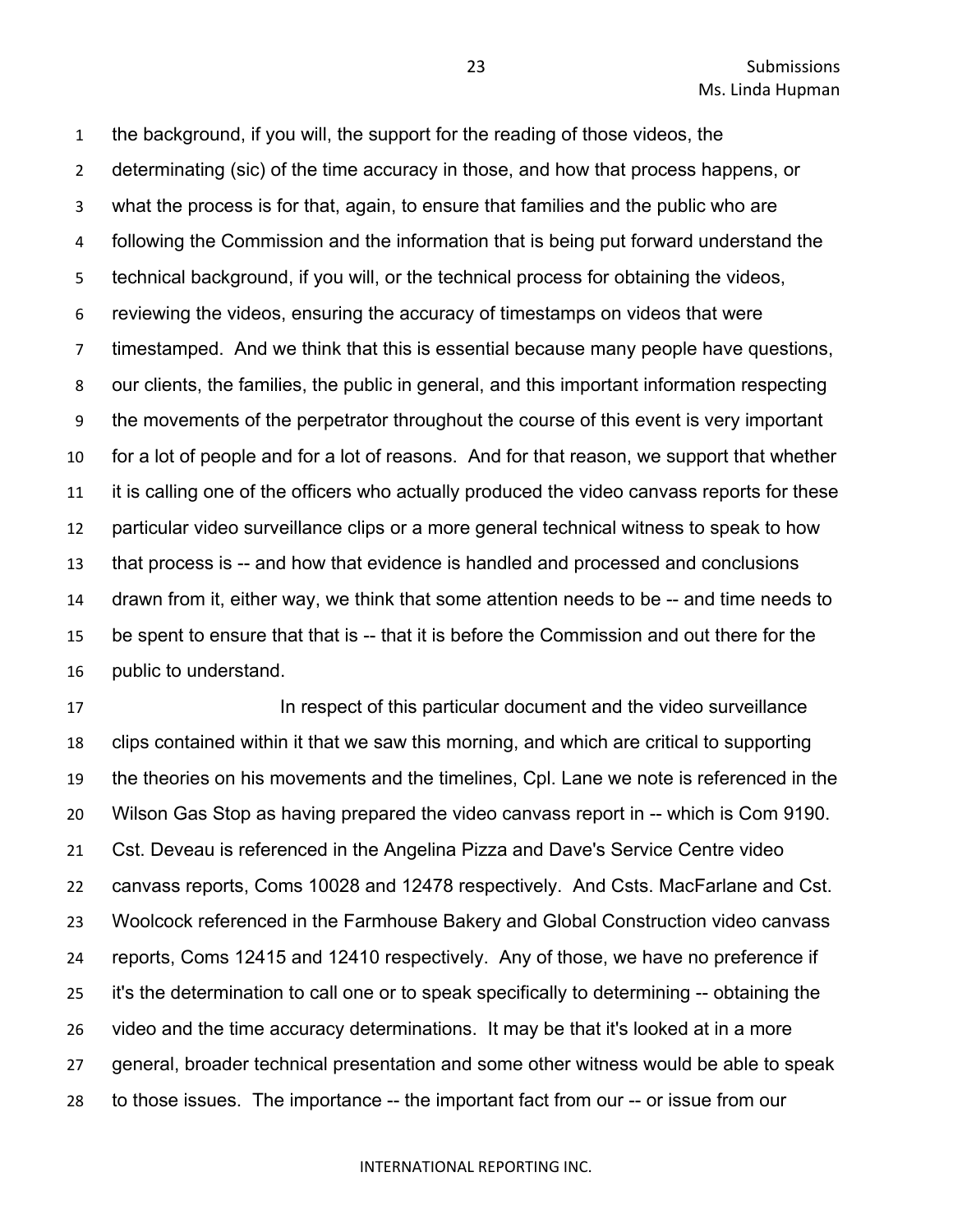the background, if you will, the support for the reading of those videos, the determinating (sic) of the time accuracy in those, and how that process happens, or what the process is for that, again, to ensure that families and the public who are following the Commission and the information that is being put forward understand the technical background, if you will, or the technical process for obtaining the videos, reviewing the videos, ensuring the accuracy of timestamps on videos that were timestamped. And we think that this is essential because many people have questions, our clients, the families, the public in general, and this important information respecting the movements of the perpetrator throughout the course of this event is very important for a lot of people and for a lot of reasons. And for that reason, we support that whether it is calling one of the officers who actually produced the video canvass reports for these particular video surveillance clips or a more general technical witness to speak to how that process is -- and how that evidence is handled and processed and conclusions drawn from it, either way, we think that some attention needs to be -- and time needs to be spent to ensure that that is -- that it is before the Commission and out there for the public to understand.

In respect of this particular document and the video surveillance clips contained within it that we saw this morning, and which are critical to supporting the theories on his movements and the timelines, Cpl. Lane we note is referenced in the Wilson Gas Stop as having prepared the video canvass report in -- which is Com 9190. Cst. Deveau is referenced in the Angelina Pizza and Dave's Service Centre video canvass reports, Coms 10028 and 12478 respectively. And Csts. MacFarlane and Cst. Woolcock referenced in the Farmhouse Bakery and Global Construction video canvass reports, Coms 12415 and 12410 respectively. Any of those, we have no preference if it's the determination to call one or to speak specifically to determining -- obtaining the video and the time accuracy determinations. It may be that it's looked at in a more general, broader technical presentation and some other witness would be able to speak to those issues. The importance -- the important fact from our -- or issue from our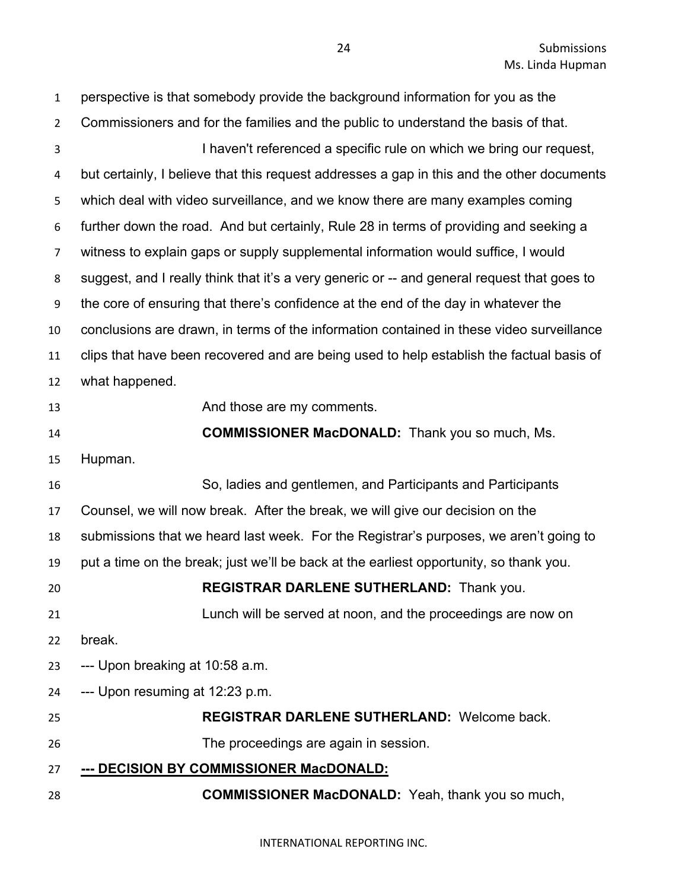perspective is that somebody provide the background information for you as the Commissioners and for the families and the public to understand the basis of that.

I haven't referenced a specific rule on which we bring our request, but certainly, I believe that this request addresses a gap in this and the other documents which deal with video surveillance, and we know there are many examples coming further down the road. And but certainly, Rule 28 in terms of providing and seeking a witness to explain gaps or supply supplemental information would suffice, I would suggest, and I really think that it's a very generic or -- and general request that goes to the core of ensuring that there's confidence at the end of the day in whatever the conclusions are drawn, in terms of the information contained in these video surveillance clips that have been recovered and are being used to help establish the factual basis of what happened.

And those are my comments.

**COMMISSIONER MacDONALD:** Thank you so much, Ms. Hupman.

So, ladies and gentlemen, and Participants and Participants Counsel, we will now break. After the break, we will give our decision on the submissions that we heard last week. For the Registrar's purposes, we aren't going to put a time on the break; just we'll be back at the earliest opportunity, so thank you.

**REGISTRAR DARLENE SUTHERLAND:** Thank you.

Lunch will be served at noon, and the proceedings are now on break.

--- Upon breaking at 10:58 a.m.

--- Upon resuming at 12:23 p.m.

**REGISTRAR DARLENE SUTHERLAND:** Welcome back.

The proceedings are again in session.

**--- DECISION BY COMMISSIONER MacDONALD:**

**COMMISSIONER MacDONALD:** Yeah, thank you so much,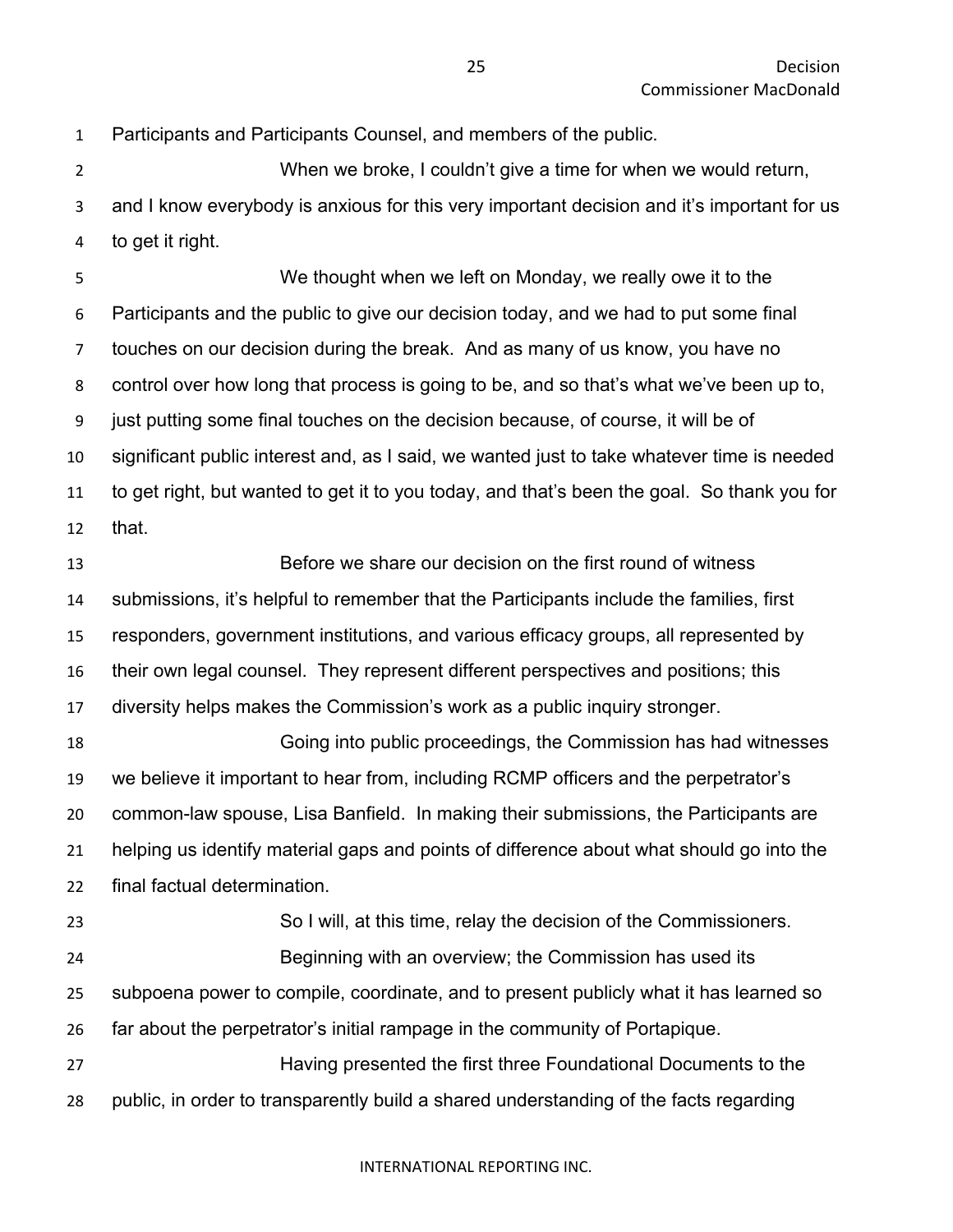Participants and Participants Counsel, and members of the public.

When we broke, I couldn't give a time for when we would return, and I know everybody is anxious for this very important decision and it's important for us to get it right.

We thought when we left on Monday, we really owe it to the Participants and the public to give our decision today, and we had to put some final touches on our decision during the break. And as many of us know, you have no control over how long that process is going to be, and so that's what we've been up to, just putting some final touches on the decision because, of course, it will be of significant public interest and, as I said, we wanted just to take whatever time is needed to get right, but wanted to get it to you today, and that's been the goal. So thank you for that.

Before we share our decision on the first round of witness submissions, it's helpful to remember that the Participants include the families, first responders, government institutions, and various efficacy groups, all represented by their own legal counsel. They represent different perspectives and positions; this diversity helps makes the Commission's work as a public inquiry stronger.

Going into public proceedings, the Commission has had witnesses we believe it important to hear from, including RCMP officers and the perpetrator's common-law spouse, Lisa Banfield. In making their submissions, the Participants are helping us identify material gaps and points of difference about what should go into the final factual determination.

So I will, at this time, relay the decision of the Commissioners.

Beginning with an overview; the Commission has used its subpoena power to compile, coordinate, and to present publicly what it has learned so far about the perpetrator's initial rampage in the community of Portapique.

Having presented the first three Foundational Documents to the public, in order to transparently build a shared understanding of the facts regarding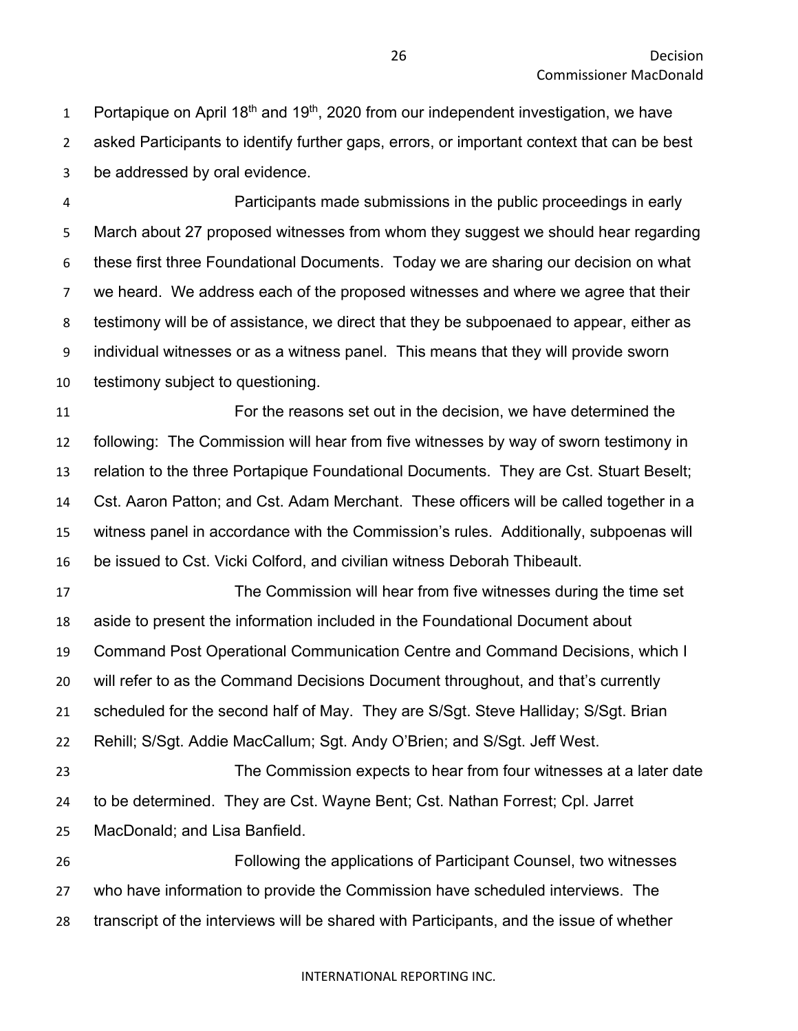Portapique on April 18th and 19th, 2020 from our independent investigation, we have asked Participants to identify further gaps, errors, or important context that can be best be addressed by oral evidence.

Participants made submissions in the public proceedings in early March about 27 proposed witnesses from whom they suggest we should hear regarding these first three Foundational Documents. Today we are sharing our decision on what we heard. We address each of the proposed witnesses and where we agree that their testimony will be of assistance, we direct that they be subpoenaed to appear, either as individual witnesses or as a witness panel. This means that they will provide sworn testimony subject to questioning.

For the reasons set out in the decision, we have determined the following: The Commission will hear from five witnesses by way of sworn testimony in relation to the three Portapique Foundational Documents. They are Cst. Stuart Beselt; Cst. Aaron Patton; and Cst. Adam Merchant. These officers will be called together in a witness panel in accordance with the Commission's rules. Additionally, subpoenas will be issued to Cst. Vicki Colford, and civilian witness Deborah Thibeault.

The Commission will hear from five witnesses during the time set aside to present the information included in the Foundational Document about Command Post Operational Communication Centre and Command Decisions, which I will refer to as the Command Decisions Document throughout, and that's currently scheduled for the second half of May. They are S/Sgt. Steve Halliday; S/Sgt. Brian Rehill; S/Sgt. Addie MacCallum; Sgt. Andy O'Brien; and S/Sgt. Jeff West.

The Commission expects to hear from four witnesses at a later date to be determined. They are Cst. Wayne Bent; Cst. Nathan Forrest; Cpl. Jarret MacDonald; and Lisa Banfield.

Following the applications of Participant Counsel, two witnesses who have information to provide the Commission have scheduled interviews. The transcript of the interviews will be shared with Participants, and the issue of whether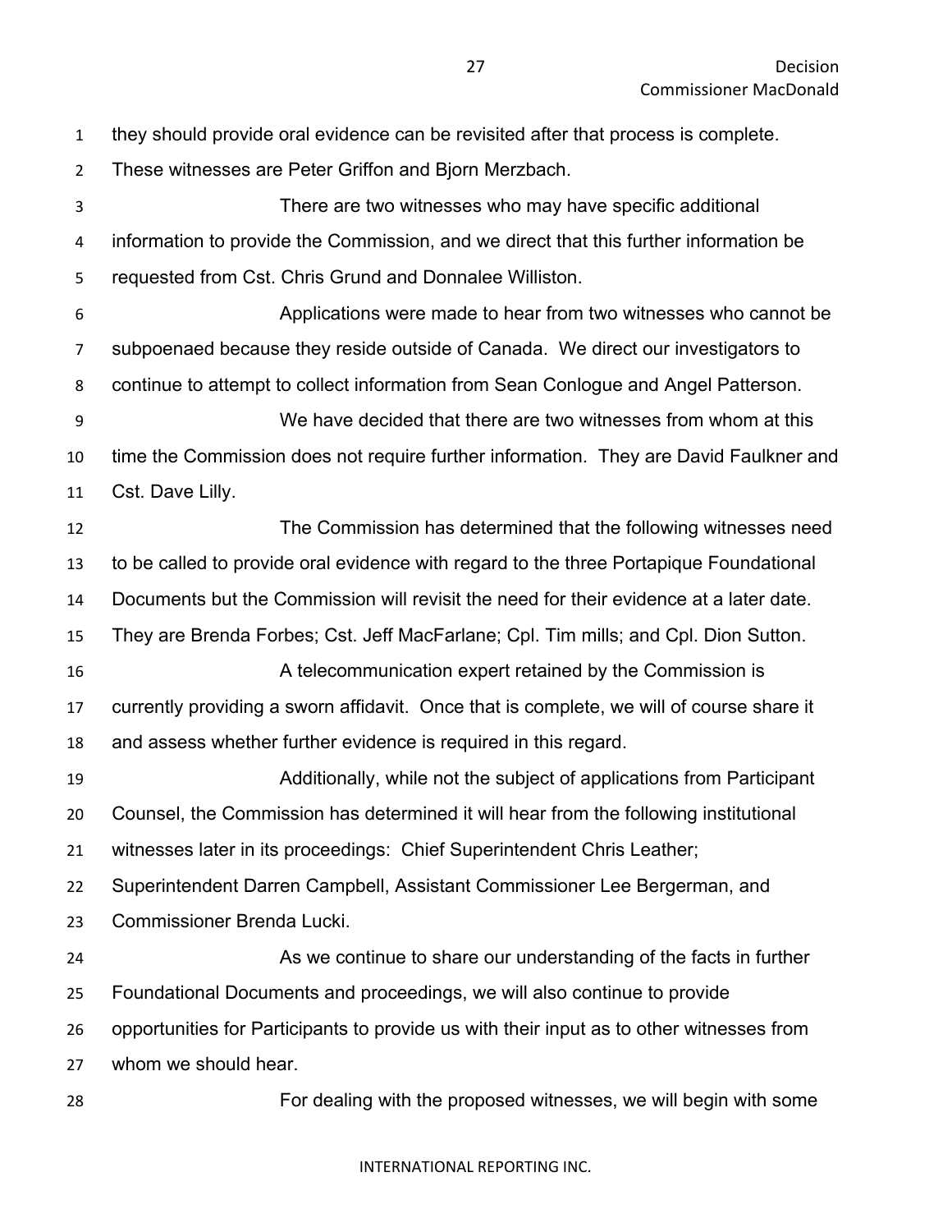they should provide oral evidence can be revisited after that process is complete. These witnesses are Peter Griffon and Bjorn Merzbach.

There are two witnesses who may have specific additional information to provide the Commission, and we direct that this further information be requested from Cst. Chris Grund and Donnalee Williston.

Applications were made to hear from two witnesses who cannot be subpoenaed because they reside outside of Canada. We direct our investigators to continue to attempt to collect information from Sean Conlogue and Angel Patterson.

We have decided that there are two witnesses from whom at this time the Commission does not require further information. They are David Faulkner and Cst. Dave Lilly.

The Commission has determined that the following witnesses need to be called to provide oral evidence with regard to the three Portapique Foundational Documents but the Commission will revisit the need for their evidence at a later date. They are Brenda Forbes; Cst. Jeff MacFarlane; Cpl. Tim mills; and Cpl. Dion Sutton.

A telecommunication expert retained by the Commission is currently providing a sworn affidavit. Once that is complete, we will of course share it and assess whether further evidence is required in this regard.

Additionally, while not the subject of applications from Participant Counsel, the Commission has determined it will hear from the following institutional witnesses later in its proceedings: Chief Superintendent Chris Leather; Superintendent Darren Campbell, Assistant Commissioner Lee Bergerman, and Commissioner Brenda Lucki.

As we continue to share our understanding of the facts in further Foundational Documents and proceedings, we will also continue to provide opportunities for Participants to provide us with their input as to other witnesses from whom we should hear.

For dealing with the proposed witnesses, we will begin with some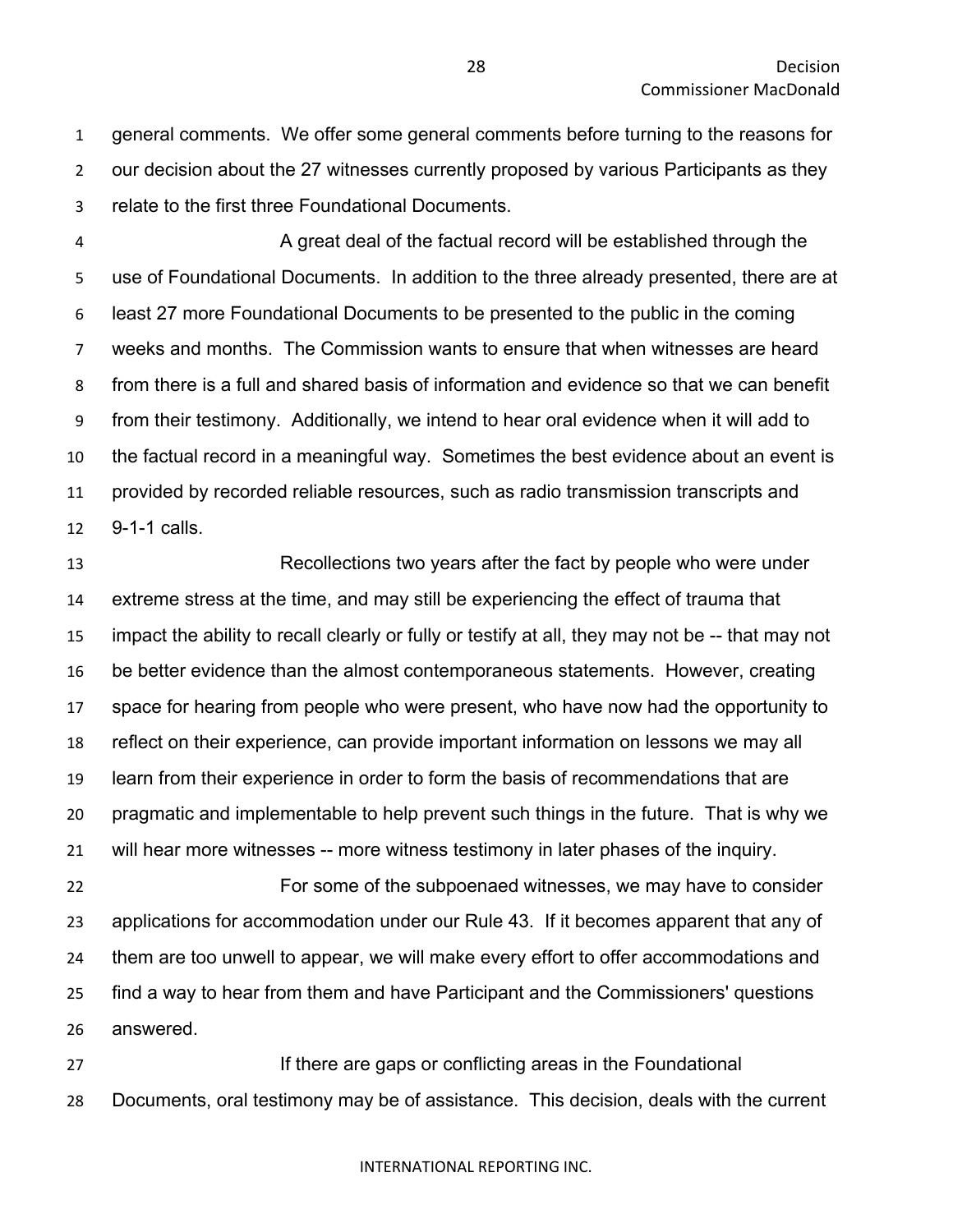general comments. We offer some general comments before turning to the reasons for our decision about the 27 witnesses currently proposed by various Participants as they relate to the first three Foundational Documents.

A great deal of the factual record will be established through the use of Foundational Documents. In addition to the three already presented, there are at least 27 more Foundational Documents to be presented to the public in the coming weeks and months. The Commission wants to ensure that when witnesses are heard from there is a full and shared basis of information and evidence so that we can benefit from their testimony. Additionally, we intend to hear oral evidence when it will add to the factual record in a meaningful way. Sometimes the best evidence about an event is provided by recorded reliable resources, such as radio transmission transcripts and 9-1-1 calls.

Recollections two years after the fact by people who were under extreme stress at the time, and may still be experiencing the effect of trauma that impact the ability to recall clearly or fully or testify at all, they may not be -- that may not be better evidence than the almost contemporaneous statements. However, creating space for hearing from people who were present, who have now had the opportunity to reflect on their experience, can provide important information on lessons we may all learn from their experience in order to form the basis of recommendations that are pragmatic and implementable to help prevent such things in the future. That is why we will hear more witnesses -- more witness testimony in later phases of the inquiry.

For some of the subpoenaed witnesses, we may have to consider applications for accommodation under our Rule 43. If it becomes apparent that any of them are too unwell to appear, we will make every effort to offer accommodations and find a way to hear from them and have Participant and the Commissioners' questions answered.

If there are gaps or conflicting areas in the Foundational Documents, oral testimony may be of assistance. This decision, deals with the current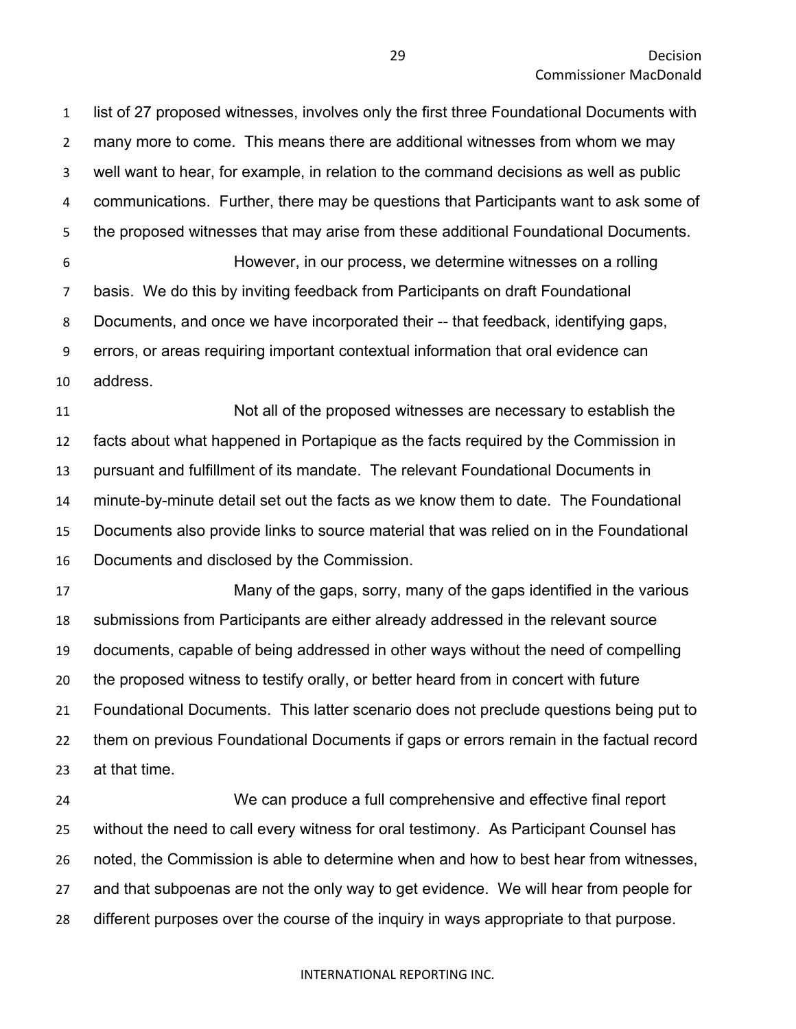list of 27 proposed witnesses, involves only the first three Foundational Documents with many more to come. This means there are additional witnesses from whom we may well want to hear, for example, in relation to the command decisions as well as public communications. Further, there may be questions that Participants want to ask some of the proposed witnesses that may arise from these additional Foundational Documents.

However, in our process, we determine witnesses on a rolling basis. We do this by inviting feedback from Participants on draft Foundational Documents, and once we have incorporated their -- that feedback, identifying gaps, errors, or areas requiring important contextual information that oral evidence can address.

Not all of the proposed witnesses are necessary to establish the facts about what happened in Portapique as the facts required by the Commission in pursuant and fulfillment of its mandate. The relevant Foundational Documents in minute-by-minute detail set out the facts as we know them to date. The Foundational Documents also provide links to source material that was relied on in the Foundational Documents and disclosed by the Commission.

Many of the gaps, sorry, many of the gaps identified in the various submissions from Participants are either already addressed in the relevant source documents, capable of being addressed in other ways without the need of compelling the proposed witness to testify orally, or better heard from in concert with future Foundational Documents. This latter scenario does not preclude questions being put to them on previous Foundational Documents if gaps or errors remain in the factual record at that time.

We can produce a full comprehensive and effective final report without the need to call every witness for oral testimony. As Participant Counsel has noted, the Commission is able to determine when and how to best hear from witnesses, and that subpoenas are not the only way to get evidence. We will hear from people for different purposes over the course of the inquiry in ways appropriate to that purpose.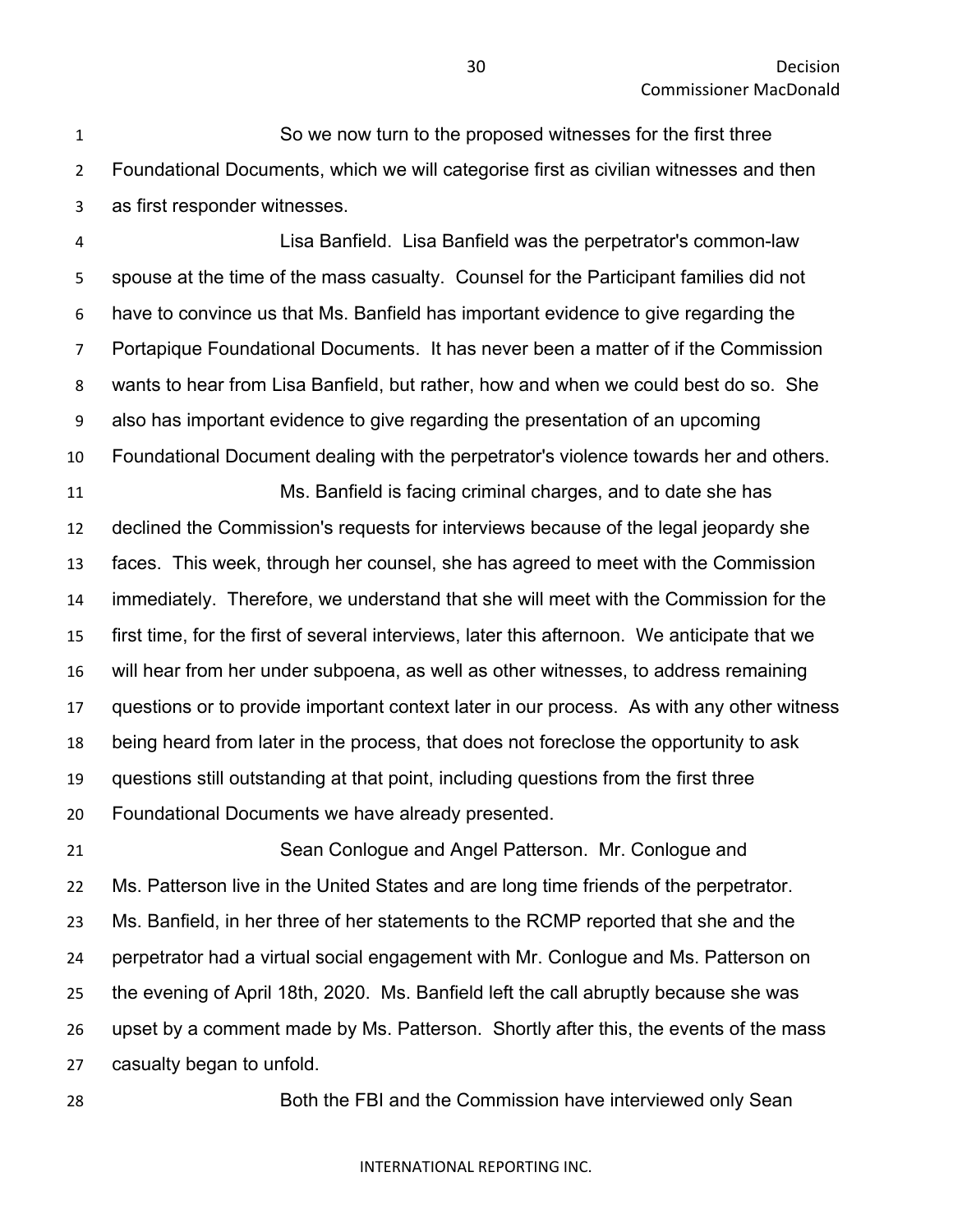So we now turn to the proposed witnesses for the first three Foundational Documents, which we will categorise first as civilian witnesses and then as first responder witnesses.

Lisa Banfield. Lisa Banfield was the perpetrator's common-law spouse at the time of the mass casualty. Counsel for the Participant families did not have to convince us that Ms. Banfield has important evidence to give regarding the Portapique Foundational Documents. It has never been a matter of if the Commission wants to hear from Lisa Banfield, but rather, how and when we could best do so. She also has important evidence to give regarding the presentation of an upcoming Foundational Document dealing with the perpetrator's violence towards her and others.

Ms. Banfield is facing criminal charges, and to date she has declined the Commission's requests for interviews because of the legal jeopardy she faces. This week, through her counsel, she has agreed to meet with the Commission immediately. Therefore, we understand that she will meet with the Commission for the first time, for the first of several interviews, later this afternoon. We anticipate that we will hear from her under subpoena, as well as other witnesses, to address remaining questions or to provide important context later in our process. As with any other witness being heard from later in the process, that does not foreclose the opportunity to ask questions still outstanding at that point, including questions from the first three Foundational Documents we have already presented.

Sean Conlogue and Angel Patterson. Mr. Conlogue and Ms. Patterson live in the United States and are long time friends of the perpetrator. Ms. Banfield, in her three of her statements to the RCMP reported that she and the perpetrator had a virtual social engagement with Mr. Conlogue and Ms. Patterson on the evening of April 18th, 2020. Ms. Banfield left the call abruptly because she was upset by a comment made by Ms. Patterson. Shortly after this, the events of the mass casualty began to unfold.

Both the FBI and the Commission have interviewed only Sean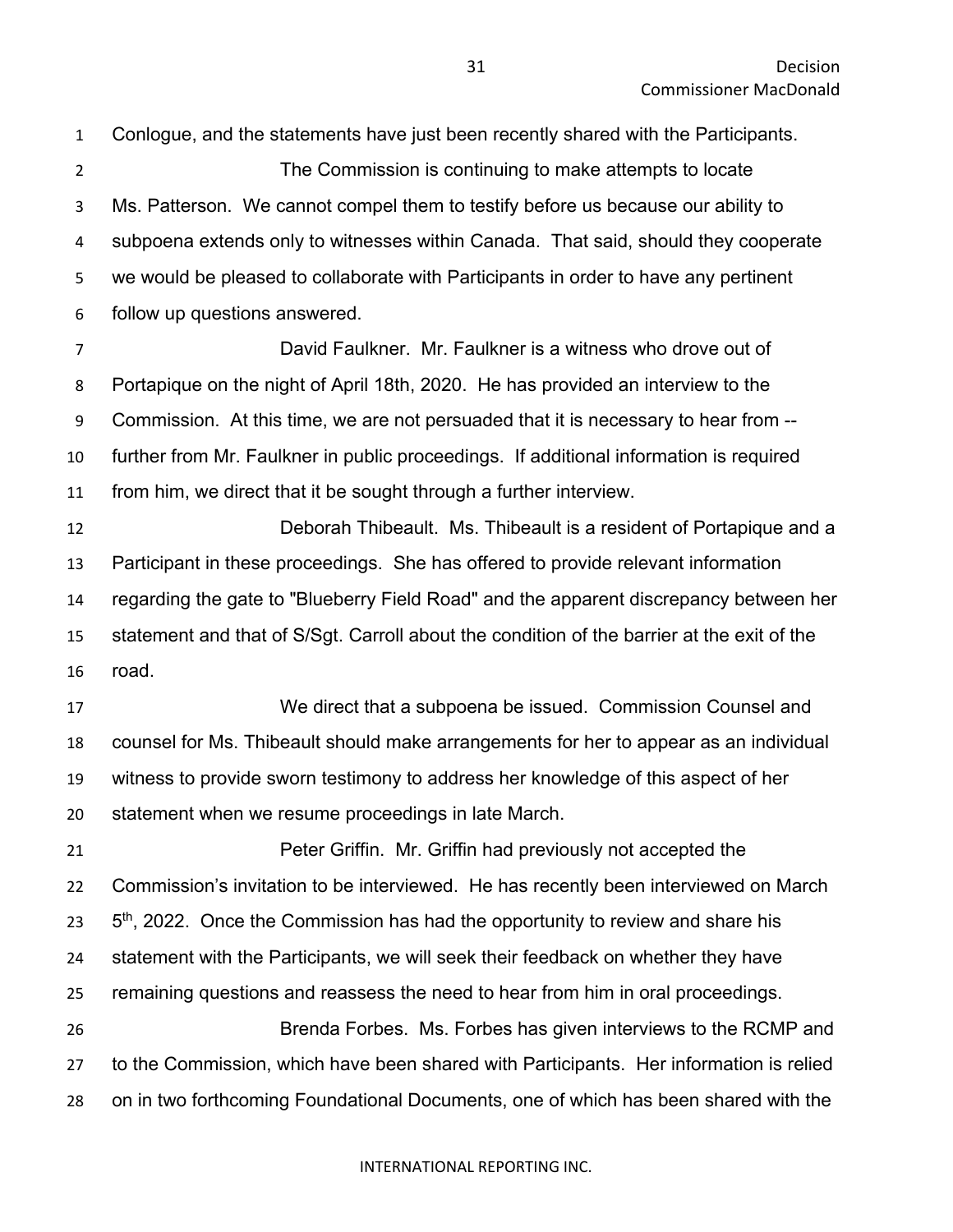Conlogue, and the statements have just been recently shared with the Participants.

The Commission is continuing to make attempts to locate Ms. Patterson. We cannot compel them to testify before us because our ability to subpoena extends only to witnesses within Canada. That said, should they cooperate we would be pleased to collaborate with Participants in order to have any pertinent follow up questions answered.

David Faulkner. Mr. Faulkner is a witness who drove out of Portapique on the night of April 18th, 2020. He has provided an interview to the Commission. At this time, we are not persuaded that it is necessary to hear from -- further from Mr. Faulkner in public proceedings. If additional information is required from him, we direct that it be sought through a further interview.

Deborah Thibeault. Ms. Thibeault is a resident of Portapique and a Participant in these proceedings. She has offered to provide relevant information regarding the gate to "Blueberry Field Road" and the apparent discrepancy between her statement and that of S/Sgt. Carroll about the condition of the barrier at the exit of the road.

We direct that a subpoena be issued. Commission Counsel and counsel for Ms. Thibeault should make arrangements for her to appear as an individual witness to provide sworn testimony to address her knowledge of this aspect of her statement when we resume proceedings in late March.

Peter Griffin. Mr. Griffin had previously not accepted the Commission's invitation to be interviewed. He has recently been interviewed on March 5th, 2022. Once the Commission has had the opportunity to review and share his statement with the Participants, we will seek their feedback on whether they have remaining questions and reassess the need to hear from him in oral proceedings.

Brenda Forbes. Ms. Forbes has given interviews to the RCMP and to the Commission, which have been shared with Participants. Her information is relied on in two forthcoming Foundational Documents, one of which has been shared with the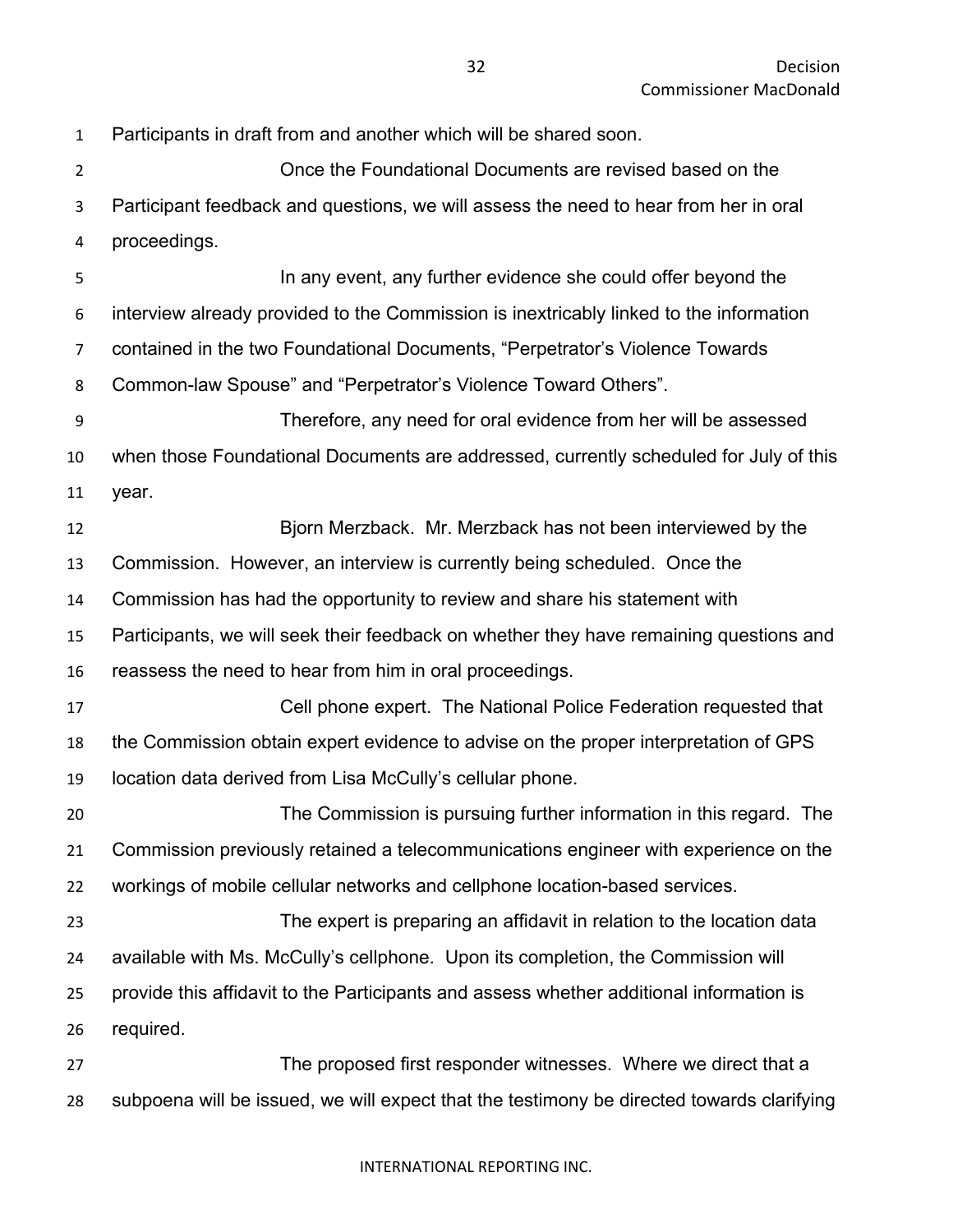Participants in draft from and another which will be shared soon.

Once the Foundational Documents are revised based on the Participant feedback and questions, we will assess the need to hear from her in oral proceedings.

In any event, any further evidence she could offer beyond the interview already provided to the Commission is inextricably linked to the information contained in the two Foundational Documents, "Perpetrator's Violence Towards Common-law Spouse" and "Perpetrator's Violence Toward Others".

Therefore, any need for oral evidence from her will be assessed when those Foundational Documents are addressed, currently scheduled for July of this year.

Bjorn Merzback. Mr. Merzback has not been interviewed by the Commission. However, an interview is currently being scheduled. Once the Commission has had the opportunity to review and share his statement with Participants, we will seek their feedback on whether they have remaining questions and reassess the need to hear from him in oral proceedings.

Cell phone expert. The National Police Federation requested that the Commission obtain expert evidence to advise on the proper interpretation of GPS location data derived from Lisa McCully's cellular phone.

The Commission is pursuing further information in this regard. The Commission previously retained a telecommunications engineer with experience on the workings of mobile cellular networks and cellphone location-based services.

The expert is preparing an affidavit in relation to the location data available with Ms. McCully's cellphone. Upon its completion, the Commission will provide this affidavit to the Participants and assess whether additional information is required.

The proposed first responder witnesses. Where we direct that a subpoena will be issued, we will expect that the testimony be directed towards clarifying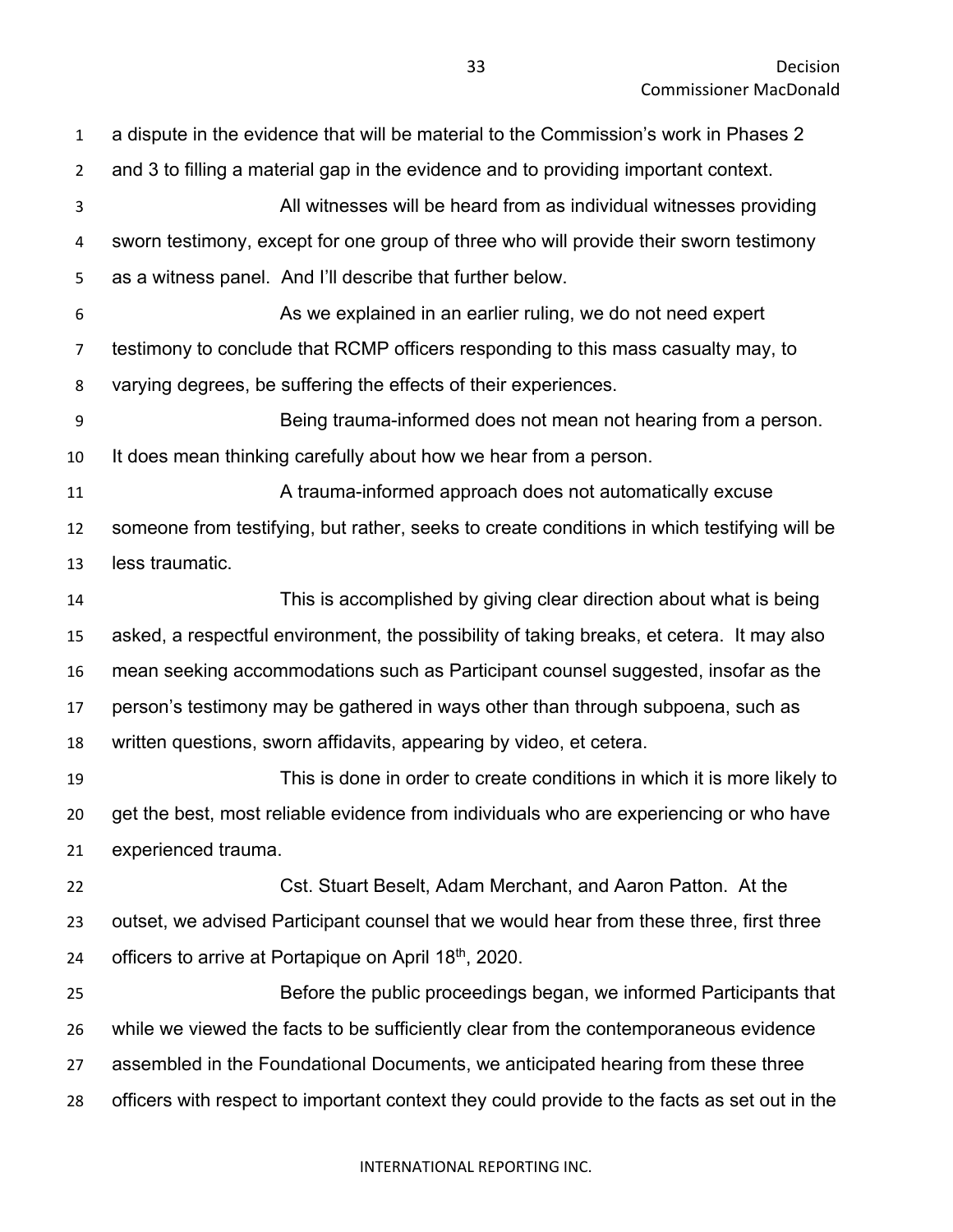a dispute in the evidence that will be material to the Commission's work in Phases 2 and 3 to filling a material gap in the evidence and to providing important context.

All witnesses will be heard from as individual witnesses providing sworn testimony, except for one group of three who will provide their sworn testimony as a witness panel. And I'll describe that further below.

As we explained in an earlier ruling, we do not need expert testimony to conclude that RCMP officers responding to this mass casualty may, to varying degrees, be suffering the effects of their experiences.

Being trauma-informed does not mean not hearing from a person. It does mean thinking carefully about how we hear from a person.

A trauma-informed approach does not automatically excuse someone from testifying, but rather, seeks to create conditions in which testifying will be less traumatic.

This is accomplished by giving clear direction about what is being asked, a respectful environment, the possibility of taking breaks, et cetera. It may also mean seeking accommodations such as Participant counsel suggested, insofar as the person's testimony may be gathered in ways other than through subpoena, such as written questions, sworn affidavits, appearing by video, et cetera.

This is done in order to create conditions in which it is more likely to get the best, most reliable evidence from individuals who are experiencing or who have experienced trauma.

Cst. Stuart Beselt, Adam Merchant, and Aaron Patton. At the outset, we advised Participant counsel that we would hear from these three, first three officers to arrive at Portapique on April 18th, 2020.

Before the public proceedings began, we informed Participants that while we viewed the facts to be sufficiently clear from the contemporaneous evidence assembled in the Foundational Documents, we anticipated hearing from these three officers with respect to important context they could provide to the facts as set out in the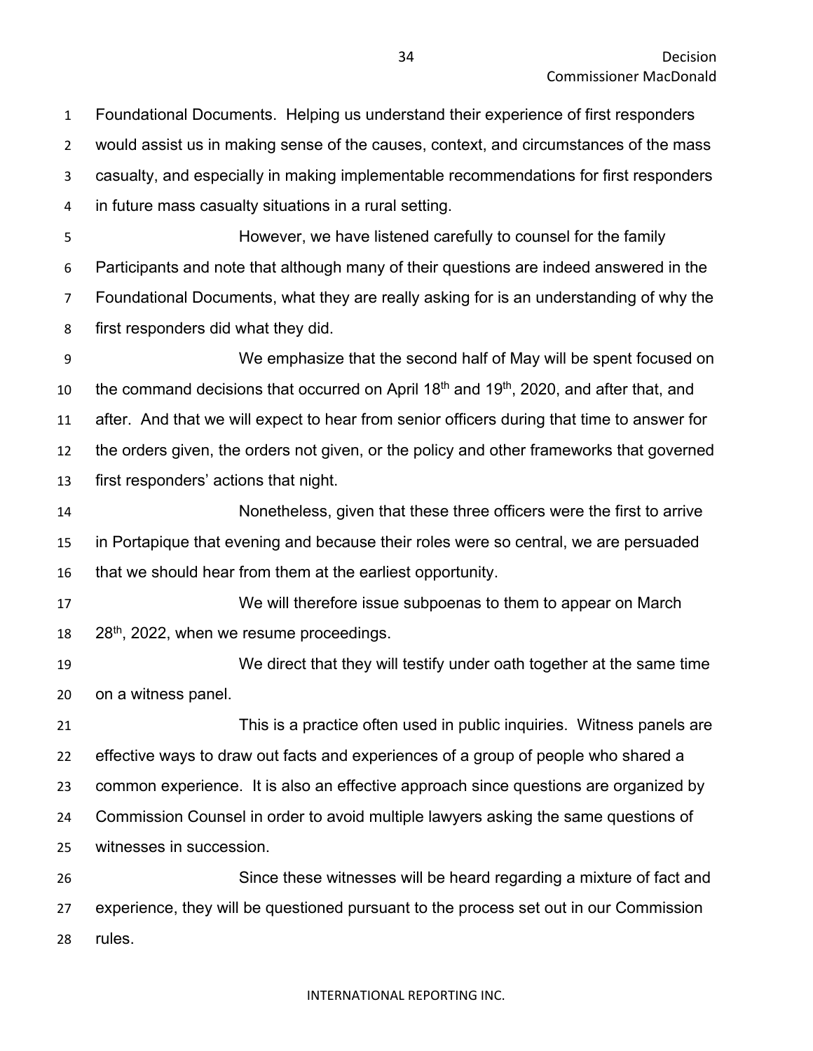Foundational Documents. Helping us understand their experience of first responders would assist us in making sense of the causes, context, and circumstances of the mass casualty, and especially in making implementable recommendations for first responders in future mass casualty situations in a rural setting.

However, we have listened carefully to counsel for the family Participants and note that although many of their questions are indeed answered in the Foundational Documents, what they are really asking for is an understanding of why the first responders did what they did.

We emphasize that the second half of May will be spent focused on the command decisions that occurred on April 18th and 19th, 2020, and after that, and after. And that we will expect to hear from senior officers during that time to answer for the orders given, the orders not given, or the policy and other frameworks that governed first responders' actions that night.

Nonetheless, given that these three officers were the first to arrive in Portapique that evening and because their roles were so central, we are persuaded that we should hear from them at the earliest opportunity.

We will therefore issue subpoenas to them to appear on March 28th, 2022, when we resume proceedings.

We direct that they will testify under oath together at the same time on a witness panel.

This is a practice often used in public inquiries. Witness panels are effective ways to draw out facts and experiences of a group of people who shared a common experience. It is also an effective approach since questions are organized by Commission Counsel in order to avoid multiple lawyers asking the same questions of witnesses in succession.

Since these witnesses will be heard regarding a mixture of fact and experience, they will be questioned pursuant to the process set out in our Commission rules.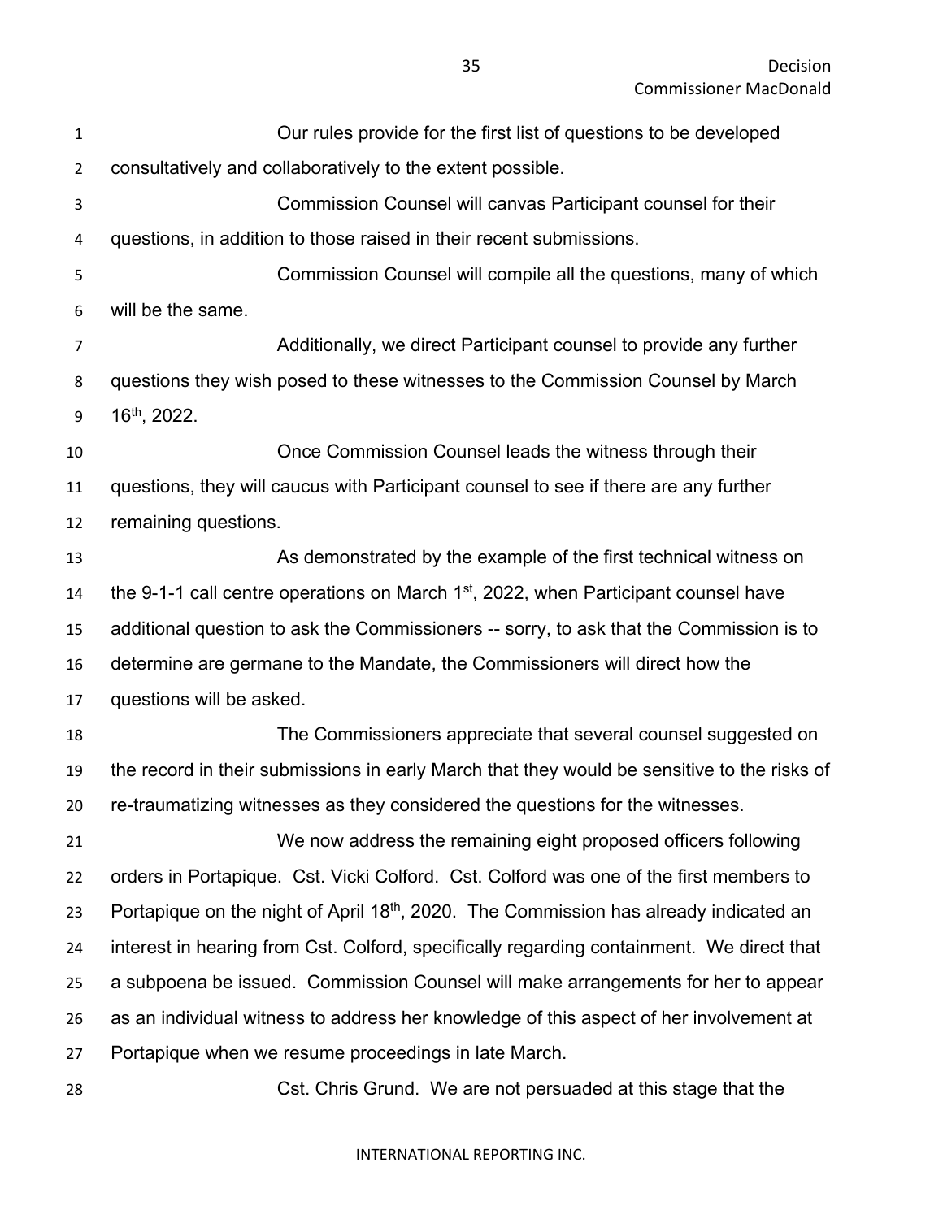Our rules provide for the first list of questions to be developed consultatively and collaboratively to the extent possible.

Commission Counsel will canvas Participant counsel for their questions, in addition to those raised in their recent submissions.

Commission Counsel will compile all the questions, many of which will be the same.

Additionally, we direct Participant counsel to provide any further questions they wish posed to these witnesses to the Commission Counsel by March 16th, 2022.

Once Commission Counsel leads the witness through their questions, they will caucus with Participant counsel to see if there are any further remaining questions.

As demonstrated by the example of the first technical witness on the 9-1-1 call centre operations on March 1st, 2022, when Participant counsel have additional question to ask the Commissioners -- sorry, to ask that the Commission is to determine are germane to the Mandate, the Commissioners will direct how the questions will be asked.

The Commissioners appreciate that several counsel suggested on the record in their submissions in early March that they would be sensitive to the risks of re-traumatizing witnesses as they considered the questions for the witnesses.

We now address the remaining eight proposed officers following orders in Portapique. Cst. Vicki Colford. Cst. Colford was one of the first members to Portapique on the night of April 18th, 2020. The Commission has already indicated an interest in hearing from Cst. Colford, specifically regarding containment. We direct that a subpoena be issued. Commission Counsel will make arrangements for her to appear as an individual witness to address her knowledge of this aspect of her involvement at Portapique when we resume proceedings in late March.

Cst. Chris Grund. We are not persuaded at this stage that the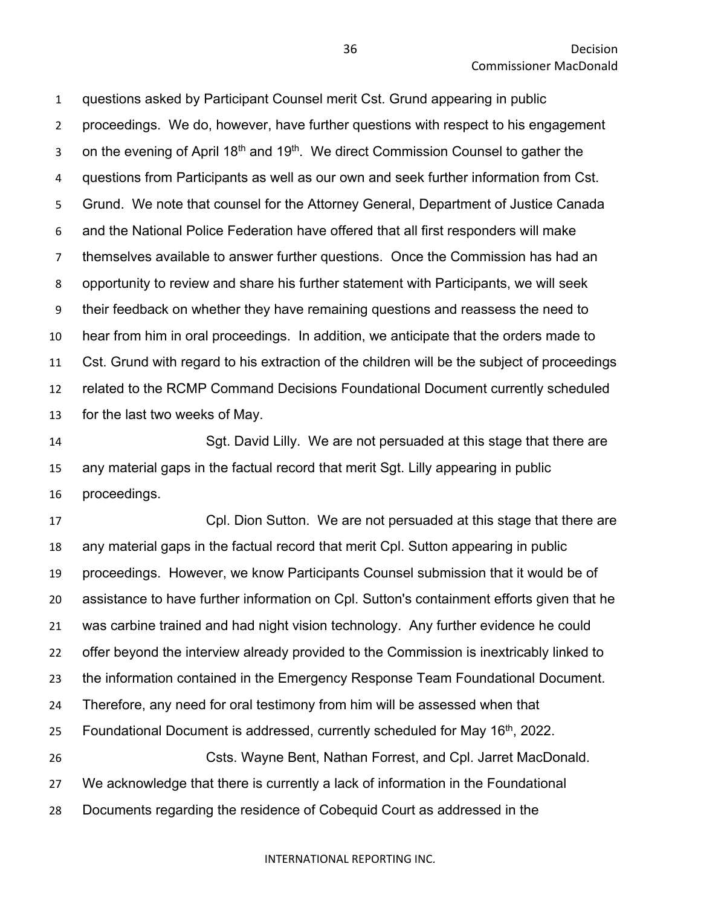questions asked by Participant Counsel merit Cst. Grund appearing in public proceedings. We do, however, have further questions with respect to his engagement on the evening of April 18th and 19th. We direct Commission Counsel to gather the questions from Participants as well as our own and seek further information from Cst. Grund. We note that counsel for the Attorney General, Department of Justice Canada and the National Police Federation have offered that all first responders will make themselves available to answer further questions. Once the Commission has had an opportunity to review and share his further statement with Participants, we will seek their feedback on whether they have remaining questions and reassess the need to hear from him in oral proceedings. In addition, we anticipate that the orders made to Cst. Grund with regard to his extraction of the children will be the subject of proceedings related to the RCMP Command Decisions Foundational Document currently scheduled for the last two weeks of May.

Sgt. David Lilly. We are not persuaded at this stage that there are any material gaps in the factual record that merit Sgt. Lilly appearing in public proceedings.

Cpl. Dion Sutton. We are not persuaded at this stage that there are any material gaps in the factual record that merit Cpl. Sutton appearing in public proceedings. However, we know Participants Counsel submission that it would be of assistance to have further information on Cpl. Sutton's containment efforts given that he was carbine trained and had night vision technology. Any further evidence he could offer beyond the interview already provided to the Commission is inextricably linked to the information contained in the Emergency Response Team Foundational Document. Therefore, any need for oral testimony from him will be assessed when that Foundational Document is addressed, currently scheduled for May 16th, 2022.

Csts. Wayne Bent, Nathan Forrest, and Cpl. Jarret MacDonald. We acknowledge that there is currently a lack of information in the Foundational Documents regarding the residence of Cobequid Court as addressed in the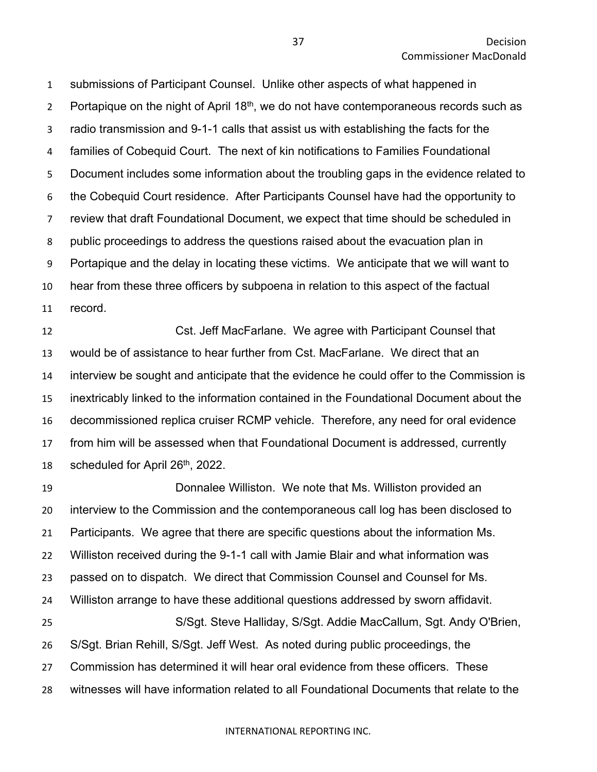submissions of Participant Counsel. Unlike other aspects of what happened in Portapique on the night of April 18th, we do not have contemporaneous records such as radio transmission and 9-1-1 calls that assist us with establishing the facts for the families of Cobequid Court. The next of kin notifications to Families Foundational Document includes some information about the troubling gaps in the evidence related to the Cobequid Court residence. After Participants Counsel have had the opportunity to review that draft Foundational Document, we expect that time should be scheduled in public proceedings to address the questions raised about the evacuation plan in Portapique and the delay in locating these victims. We anticipate that we will want to hear from these three officers by subpoena in relation to this aspect of the factual record.

Cst. Jeff MacFarlane. We agree with Participant Counsel that would be of assistance to hear further from Cst. MacFarlane. We direct that an interview be sought and anticipate that the evidence he could offer to the Commission is inextricably linked to the information contained in the Foundational Document about the decommissioned replica cruiser RCMP vehicle. Therefore, any need for oral evidence from him will be assessed when that Foundational Document is addressed, currently scheduled for April 26th, 2022.

Donnalee Williston. We note that Ms. Williston provided an interview to the Commission and the contemporaneous call log has been disclosed to Participants. We agree that there are specific questions about the information Ms. Williston received during the 9-1-1 call with Jamie Blair and what information was passed on to dispatch. We direct that Commission Counsel and Counsel for Ms. Williston arrange to have these additional questions addressed by sworn affidavit.

S/Sgt. Steve Halliday, S/Sgt. Addie MacCallum, Sgt. Andy O'Brien, S/Sgt. Brian Rehill, S/Sgt. Jeff West. As noted during public proceedings, the Commission has determined it will hear oral evidence from these officers. These witnesses will have information related to all Foundational Documents that relate to the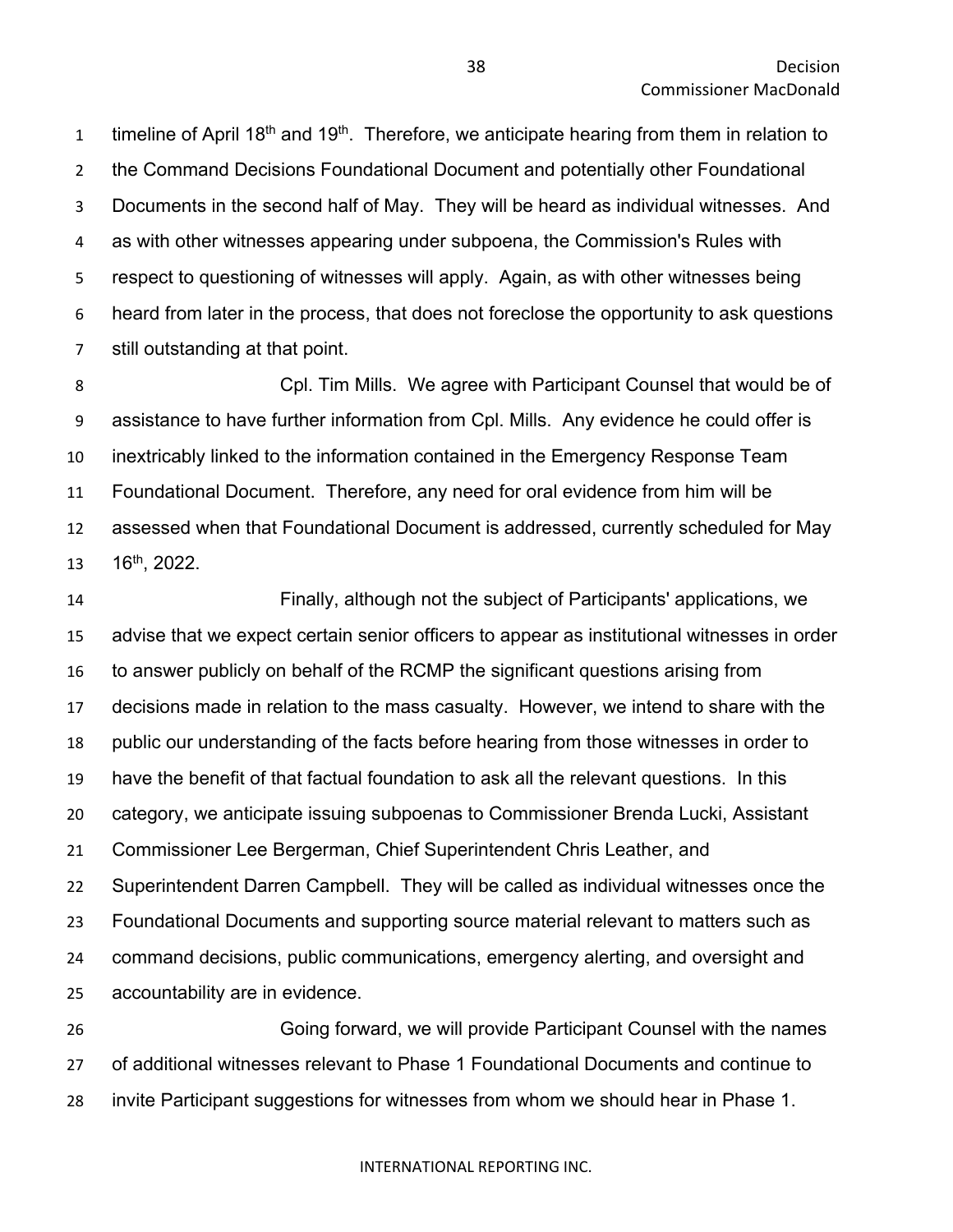timeline of April 18th and 19th. Therefore, we anticipate hearing from them in relation to the Command Decisions Foundational Document and potentially other Foundational Documents in the second half of May. They will be heard as individual witnesses. And as with other witnesses appearing under subpoena, the Commission's Rules with respect to questioning of witnesses will apply. Again, as with other witnesses being heard from later in the process, that does not foreclose the opportunity to ask questions still outstanding at that point.

Cpl. Tim Mills. We agree with Participant Counsel that would be of assistance to have further information from Cpl. Mills. Any evidence he could offer is inextricably linked to the information contained in the Emergency Response Team Foundational Document. Therefore, any need for oral evidence from him will be assessed when that Foundational Document is addressed, currently scheduled for May 16th, 2022.

Finally, although not the subject of Participants' applications, we advise that we expect certain senior officers to appear as institutional witnesses in order to answer publicly on behalf of the RCMP the significant questions arising from decisions made in relation to the mass casualty. However, we intend to share with the public our understanding of the facts before hearing from those witnesses in order to have the benefit of that factual foundation to ask all the relevant questions. In this category, we anticipate issuing subpoenas to Commissioner Brenda Lucki, Assistant Commissioner Lee Bergerman, Chief Superintendent Chris Leather, and Superintendent Darren Campbell. They will be called as individual witnesses once the Foundational Documents and supporting source material relevant to matters such as command decisions, public communications, emergency alerting, and oversight and accountability are in evidence.

Going forward, we will provide Participant Counsel with the names of additional witnesses relevant to Phase 1 Foundational Documents and continue to invite Participant suggestions for witnesses from whom we should hear in Phase 1.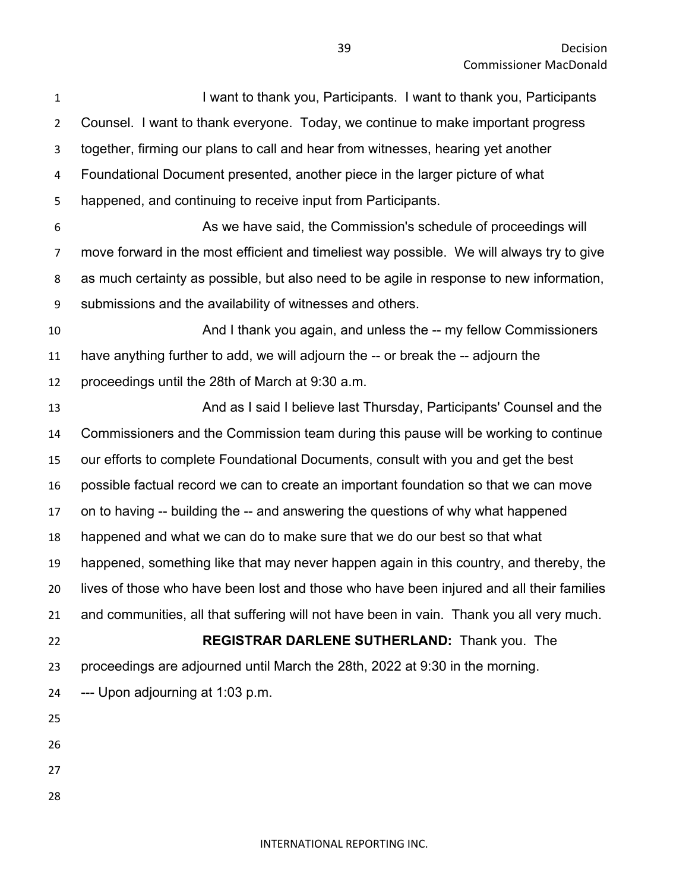I want to thank you, Participants. I want to thank you, Participants Counsel. I want to thank everyone. Today, we continue to make important progress together, firming our plans to call and hear from witnesses, hearing yet another Foundational Document presented, another piece in the larger picture of what happened, and continuing to receive input from Participants.

As we have said, the Commission's schedule of proceedings will move forward in the most efficient and timeliest way possible. We will always try to give as much certainty as possible, but also need to be agile in response to new information, submissions and the availability of witnesses and others.

And I thank you again, and unless the -- my fellow Commissioners have anything further to add, we will adjourn the -- or break the -- adjourn the proceedings until the 28th of March at 9:30 a.m.

And as I said I believe last Thursday, Participants' Counsel and the Commissioners and the Commission team during this pause will be working to continue our efforts to complete Foundational Documents, consult with you and get the best possible factual record we can to create an important foundation so that we can move on to having -- building the -- and answering the questions of why what happened happened and what we can do to make sure that we do our best so that what happened, something like that may never happen again in this country, and thereby, the lives of those who have been lost and those who have been injured and all their families and communities, all that suffering will not have been in vain. Thank you all very much.

**REGISTRAR DARLENE SUTHERLAND:** Thank you. The proceedings are adjourned until March the 28th, 2022 at 9:30 in the morning.

--- Upon adjourning at 1:03 p.m.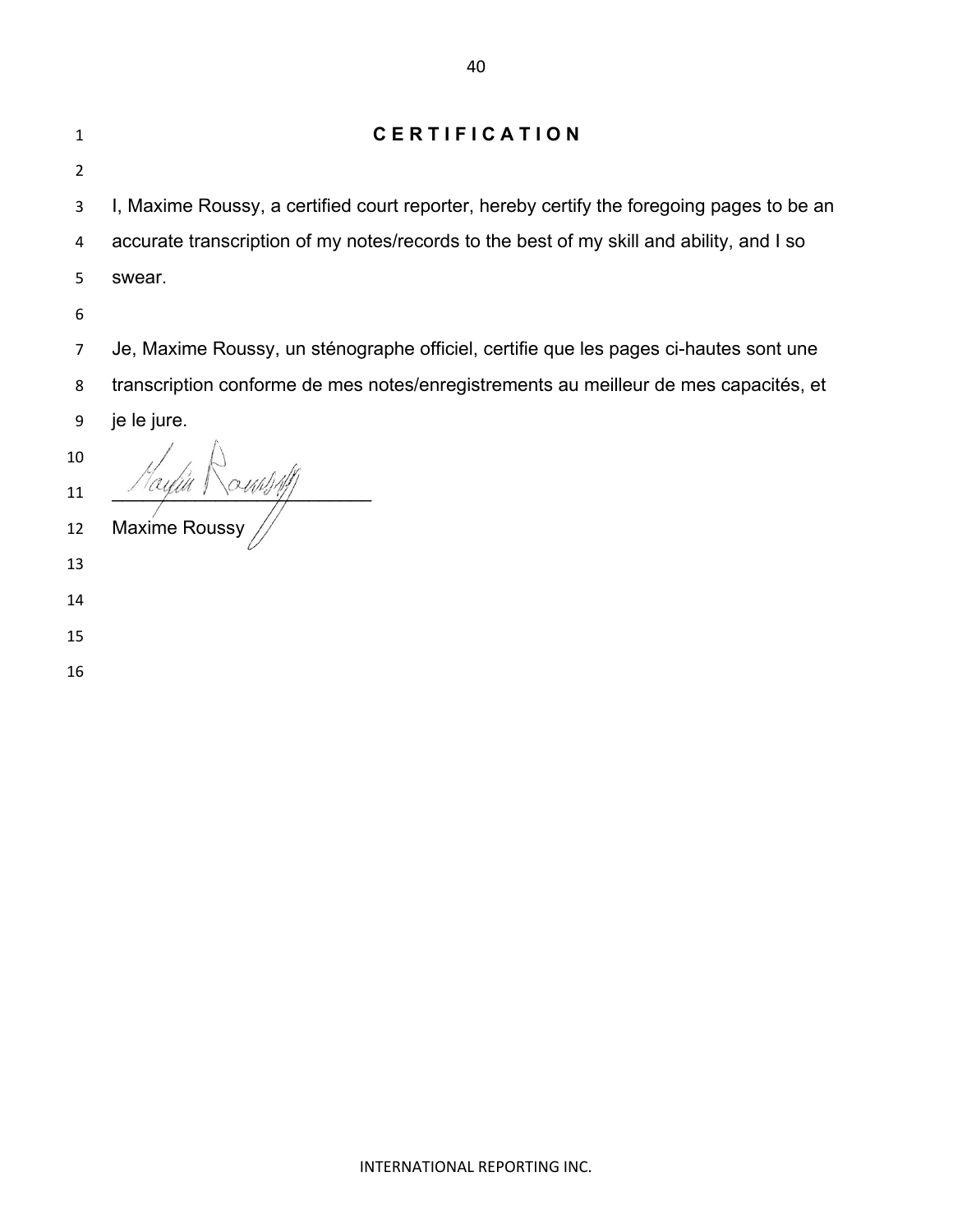# C E R T I F I C A T I O N

I, Maxime Roussy, a certified court reporter, hereby certify the foregoing pages to be an accurate transcription of my notes/records to the best of my skill and ability, and I so swear.

Je, Maxime Roussy, un sténographe officiel, certifie que les pages ci-hautes sont une transcription conforme de mes notes/enregistrements au meilleur de mes capacités, et je le jure.

___________________________

Maxime Roussy